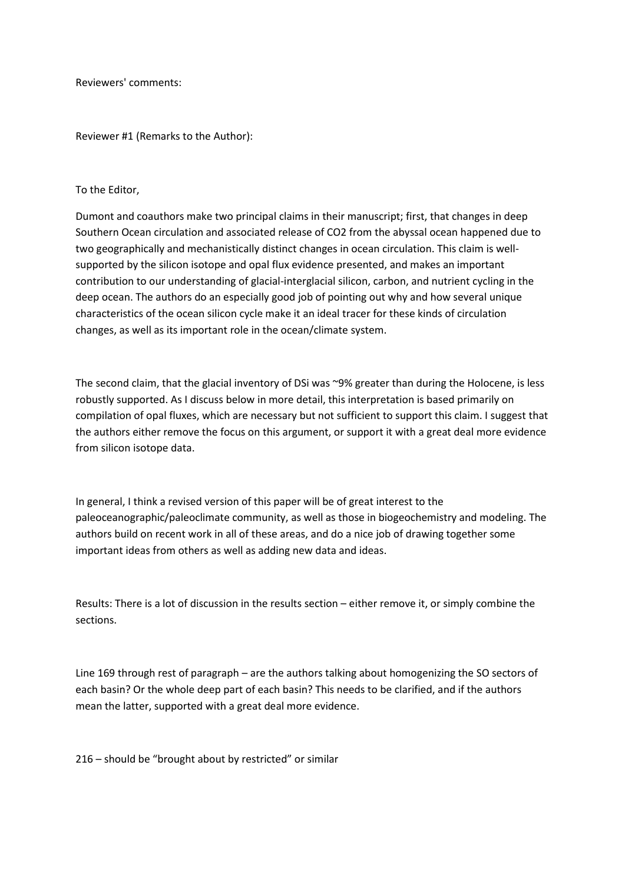Reviewers' comments:

Reviewer #1 (Remarks to the Author):

To the Editor,

Dumont and coauthors make two principal claims in their manuscript; first, that changes in deep Southern Ocean circulation and associated release of $CO_2$ from the abyssal ocean happened due to two geographically and mechanistically distinct changes in ocean circulation. This claim is well-supported by the silicon isotope and opal flux evidence presented, and makes an important contribution to our understanding of glacial-interglacial silicon, carbon, and nutrient cycling in the deep ocean. The authors do an especially good job of pointing out why and how several unique characteristics of the ocean silicon cycle make it an ideal tracer for these kinds of circulation changes, as well as its important role in the ocean/climate system.

The second claim, that the glacial inventory of DSi was ~9% greater than during the Holocene, is less robustly supported. As I discuss below in more detail, this interpretation is based primarily on compilation of opal fluxes, which are necessary but not sufficient to support this claim. I suggest that the authors either remove the focus on this argument, or support it with a great deal more evidence from silicon isotope data.

In general, I think a revised version of this paper will be of great interest to the paleoceanographic/paleoclimate community, as well as those in biogeochemistry and modeling. The authors build on recent work in all of these areas, and do a nice job of drawing together some important ideas from others as well as adding new data and ideas.

Results: There is a lot of discussion in the results section – either remove it, or simply combine the sections.

Line 169 through rest of paragraph – are the authors talking about homogenizing the SO sectors of each basin? Or the whole deep part of each basin? This needs to be clarified, and if the authors mean the latter, supported with a great deal more evidence.

216 – should be "brought about by restricted" or similar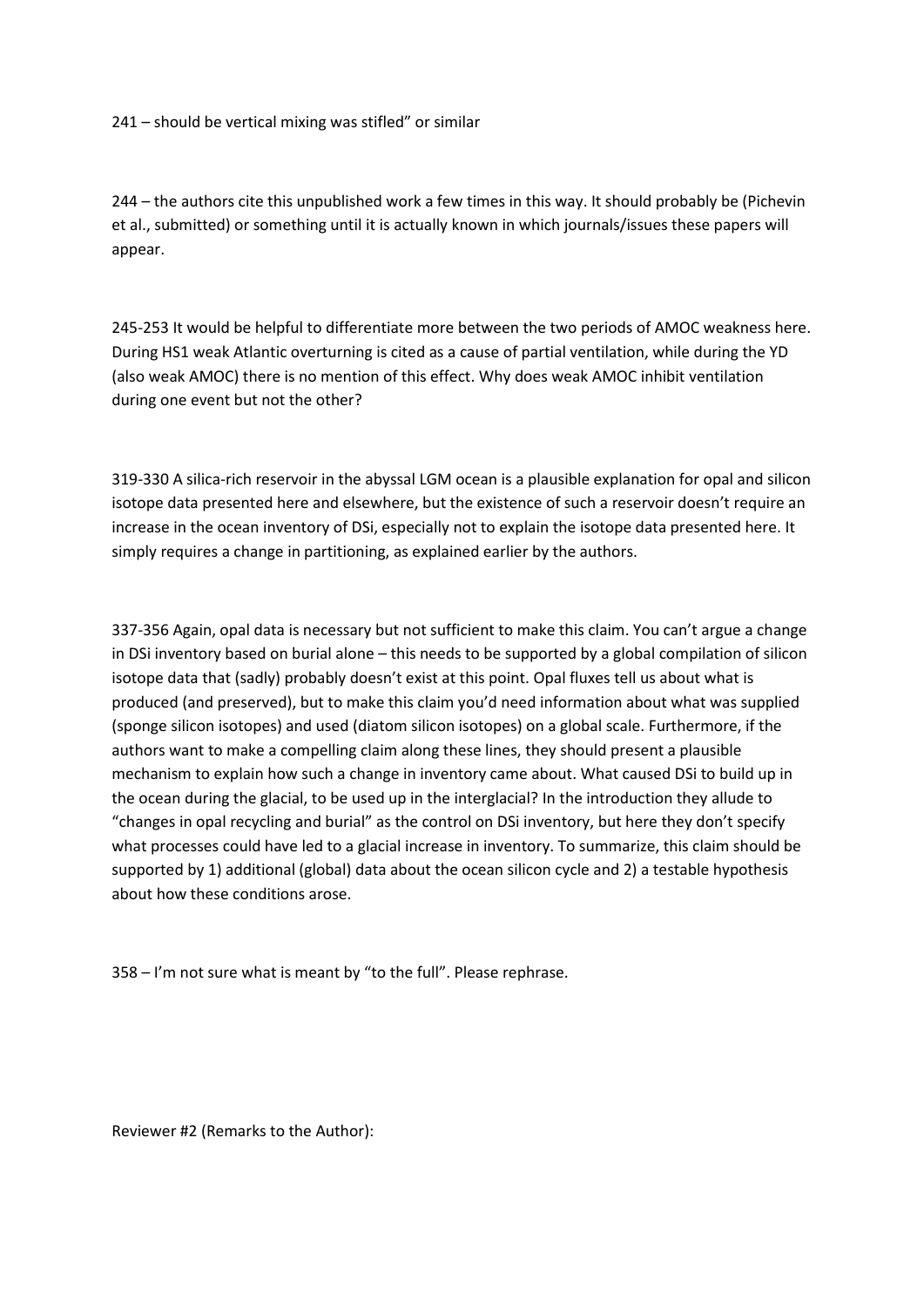241 – should be vertical mixing was stifled" or similar

244 – the authors cite this unpublished work a few times in this way. It should probably be (Pichevin et al., submitted) or something until it is actually known in which journals/issues these papers will appear.

245-253 It would be helpful to differentiate more between the two periods of AMOC weakness here. During HS1 weak Atlantic overturning is cited as a cause of partial ventilation, while during the YD (also weak AMOC) there is no mention of this effect. Why does weak AMOC inhibit ventilation during one event but not the other?

319-330 A silica-rich reservoir in the abyssal LGM ocean is a plausible explanation for opal and silicon isotope data presented here and elsewhere, but the existence of such a reservoir doesn't require an increase in the ocean inventory of DSi, especially not to explain the isotope data presented here. It simply requires a change in partitioning, as explained earlier by the authors.

337-356 Again, opal data is necessary but not sufficient to make this claim. You can't argue a change in DSi inventory based on burial alone – this needs to be supported by a global compilation of silicon isotope data that (sadly) probably doesn't exist at this point. Opal fluxes tell us about what is produced (and preserved), but to make this claim you'd need information about what was supplied (sponge silicon isotopes) and used (diatom silicon isotopes) on a global scale. Furthermore, if the authors want to make a compelling claim along these lines, they should present a plausible mechanism to explain how such a change in inventory came about. What caused DSi to build up in the ocean during the glacial, to be used up in the interglacial? In the introduction they allude to "changes in opal recycling and burial" as the control on DSi inventory, but here they don't specify what processes could have led to a glacial increase in inventory. To summarize, this claim should be supported by 1) additional (global) data about the ocean silicon cycle and 2) a testable hypothesis about how these conditions arose.

358 – I'm not sure what is meant by "to the full". Please rephrase.

Reviewer #2 (Remarks to the Author):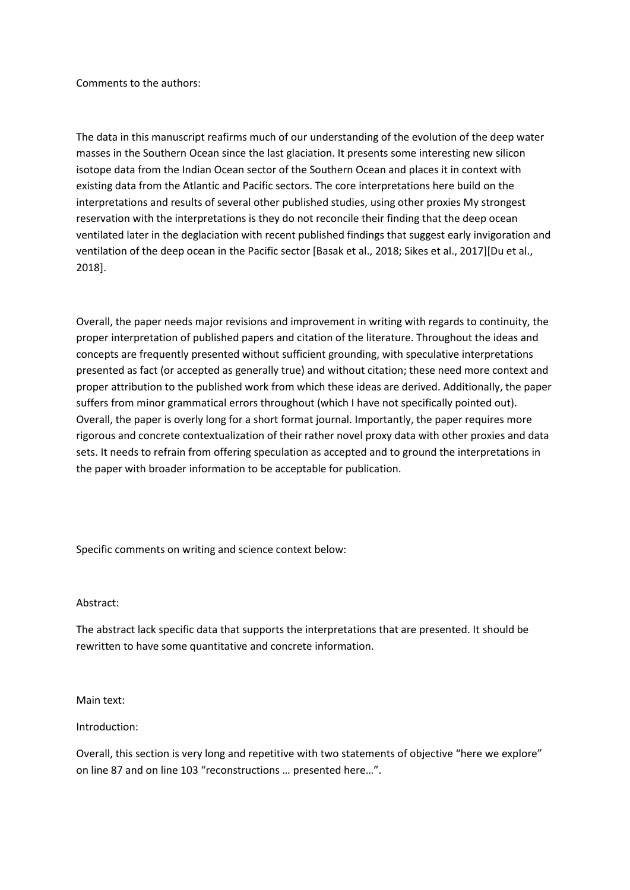Comments to the authors:

The data in this manuscript reafirms much of our understanding of the evolution of the deep water masses in the Southern Ocean since the last glaciation. It presents some interesting new silicon isotope data from the Indian Ocean sector of the Southern Ocean and places it in context with existing data from the Atlantic and Pacific sectors. The core interpretations here build on the interpretations and results of several other published studies, using other proxies My strongest reservation with the interpretations is they do not reconcile their finding that the deep ocean ventilated later in the deglaciation with recent published findings that suggest early invigoration and ventilation of the deep ocean in the Pacific sector [Basak et al., 2018; Sikes et al., 2017][Du et al., 2018].

Overall, the paper needs major revisions and improvement in writing with regards to continuity, the proper interpretation of published papers and citation of the literature. Throughout the ideas and concepts are frequently presented without sufficient grounding, with speculative interpretations presented as fact (or accepted as generally true) and without citation; these need more context and proper attribution to the published work from which these ideas are derived. Additionally, the paper suffers from minor grammatical errors throughout (which I have not specifically pointed out). Overall, the paper is overly long for a short format journal. Importantly, the paper requires more rigorous and concrete contextualization of their rather novel proxy data with other proxies and data sets. It needs to refrain from offering speculation as accepted and to ground the interpretations in the paper with broader information to be acceptable for publication.

Specific comments on writing and science context below:

Abstract:

The abstract lack specific data that supports the interpretations that are presented. It should be rewritten to have some quantitative and concrete information.

Main text:

Introduction:

Overall, this section is very long and repetitive with two statements of objective "here we explore" on line 87 and on line 103 "reconstructions … presented here…".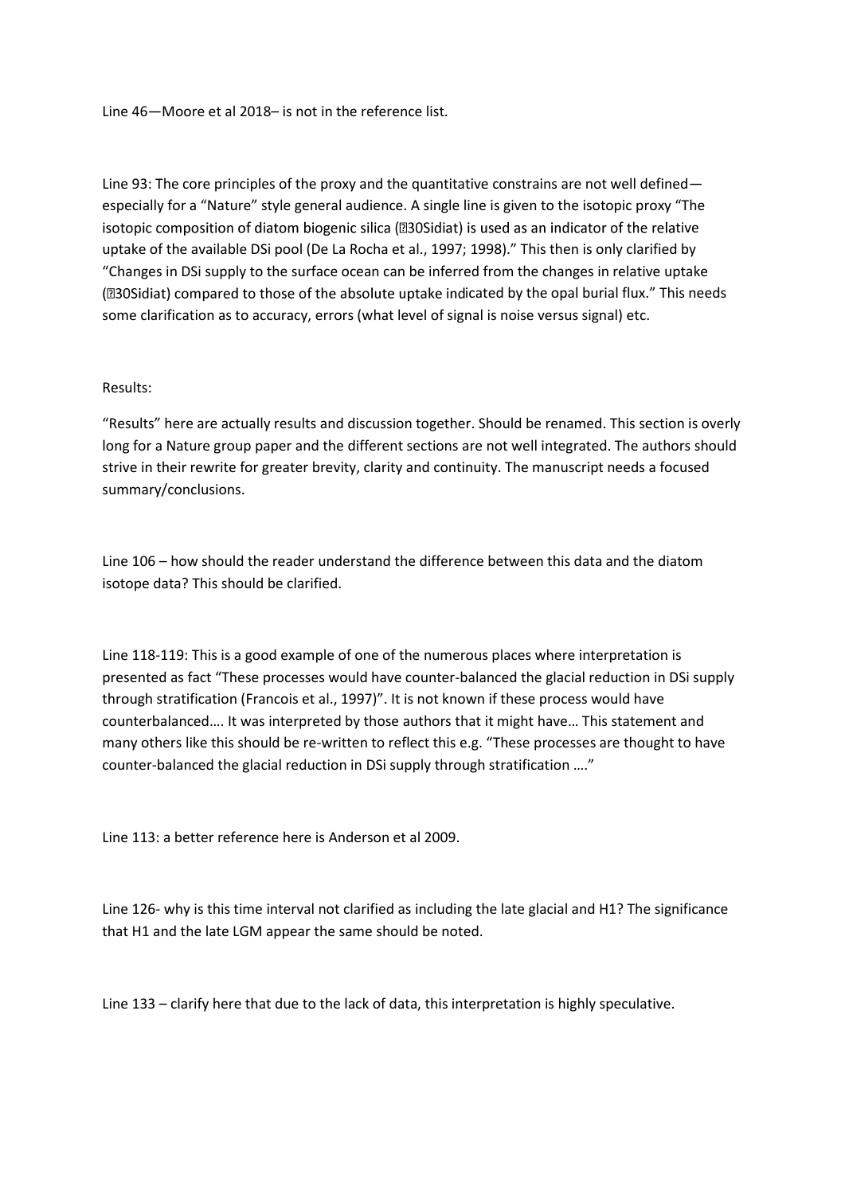Line 46—Moore et al 2018– is not in the reference list.

Line 93: The core principles of the proxy and the quantitative constrains are not well defined—especially for a "Nature" style general audience. A single line is given to the isotopic proxy "The isotopic composition of diatom biogenic silica ($\delta^{30}Si_{diat}$) is used as an indicator of the relative uptake of the available DSi pool (De La Rocha et al., 1997; 1998)." This then is only clarified by "Changes in DSi supply to the surface ocean can be inferred from the changes in relative uptake ($\delta^{30}Si_{diat}$) compared to those of the absolute uptake indicated by the opal burial flux." This needs some clarification as to accuracy, errors (what level of signal is noise versus signal) etc.

Results:

"Results" here are actually results and discussion together. Should be renamed. This section is overly long for a Nature group paper and the different sections are not well integrated. The authors should strive in their rewrite for greater brevity, clarity and continuity. The manuscript needs a focused summary/conclusions.

Line 106 – how should the reader understand the difference between this data and the diatom isotope data? This should be clarified.

Line 118-119: This is a good example of one of the numerous places where interpretation is presented as fact "These processes would have counter-balanced the glacial reduction in DSi supply through stratification (Francois et al., 1997)". It is not known if these process would have counterbalanced…. It was interpreted by those authors that it might have… This statement and many others like this should be re-written to reflect this e.g. "These processes are thought to have counter-balanced the glacial reduction in DSi supply through stratification …."

Line 113: a better reference here is Anderson et al 2009.

Line 126- why is this time interval not clarified as including the late glacial and H1? The significance that H1 and the late LGM appear the same should be noted.

Line 133 – clarify here that due to the lack of data, this interpretation is highly speculative.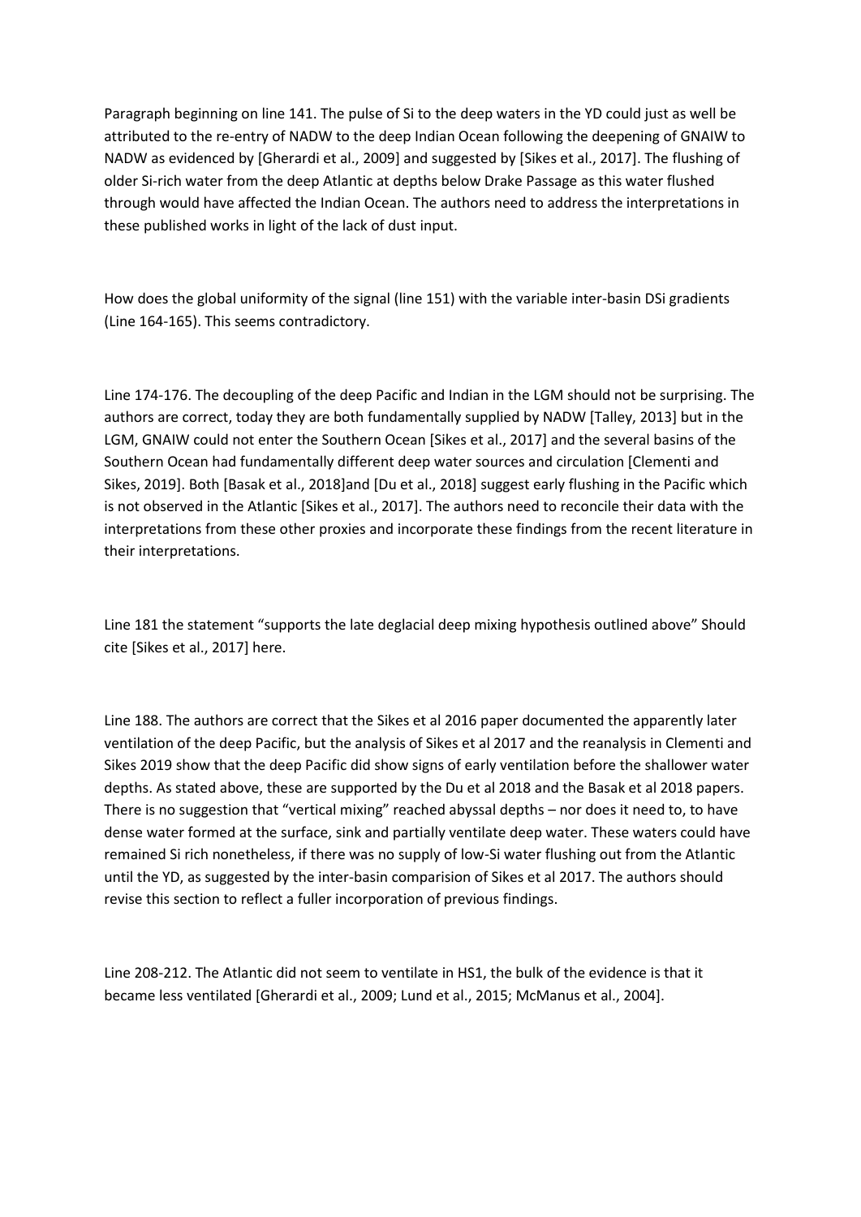Paragraph beginning on line 141. The pulse of Si to the deep waters in the YD could just as well be attributed to the re-entry of NADW to the deep Indian Ocean following the deepening of GNAIW to NADW as evidenced by [Gherardi et al., 2009] and suggested by [Sikes et al., 2017]. The flushing of older Si-rich water from the deep Atlantic at depths below Drake Passage as this water flushed through would have affected the Indian Ocean. The authors need to address the interpretations in these published works in light of the lack of dust input.

How does the global uniformity of the signal (line 151) with the variable inter-basin DSi gradients (Line 164-165). This seems contradictory.

Line 174-176. The decoupling of the deep Pacific and Indian in the LGM should not be surprising. The authors are correct, today they are both fundamentally supplied by NADW [Talley, 2013] but in the LGM, GNAIW could not enter the Southern Ocean [Sikes et al., 2017] and the several basins of the Southern Ocean had fundamentally different deep water sources and circulation [Clementi and Sikes, 2019]. Both [Basak et al., 2018]and [Du et al., 2018] suggest early flushing in the Pacific which is not observed in the Atlantic [Sikes et al., 2017]. The authors need to reconcile their data with the interpretations from these other proxies and incorporate these findings from the recent literature in their interpretations.

Line 181 the statement "supports the late deglacial deep mixing hypothesis outlined above" Should cite [Sikes et al., 2017] here.

Line 188. The authors are correct that the Sikes et al 2016 paper documented the apparently later ventilation of the deep Pacific, but the analysis of Sikes et al 2017 and the reanalysis in Clementi and Sikes 2019 show that the deep Pacific did show signs of early ventilation before the shallower water depths. As stated above, these are supported by the Du et al 2018 and the Basak et al 2018 papers. There is no suggestion that "vertical mixing" reached abyssal depths – nor does it need to, to have dense water formed at the surface, sink and partially ventilate deep water. These waters could have remained Si rich nonetheless, if there was no supply of low-Si water flushing out from the Atlantic until the YD, as suggested by the inter-basin comparision of Sikes et al 2017. The authors should revise this section to reflect a fuller incorporation of previous findings.

Line 208-212. The Atlantic did not seem to ventilate in HS1, the bulk of the evidence is that it became less ventilated [Gherardi et al., 2009; Lund et al., 2015; McManus et al., 2004].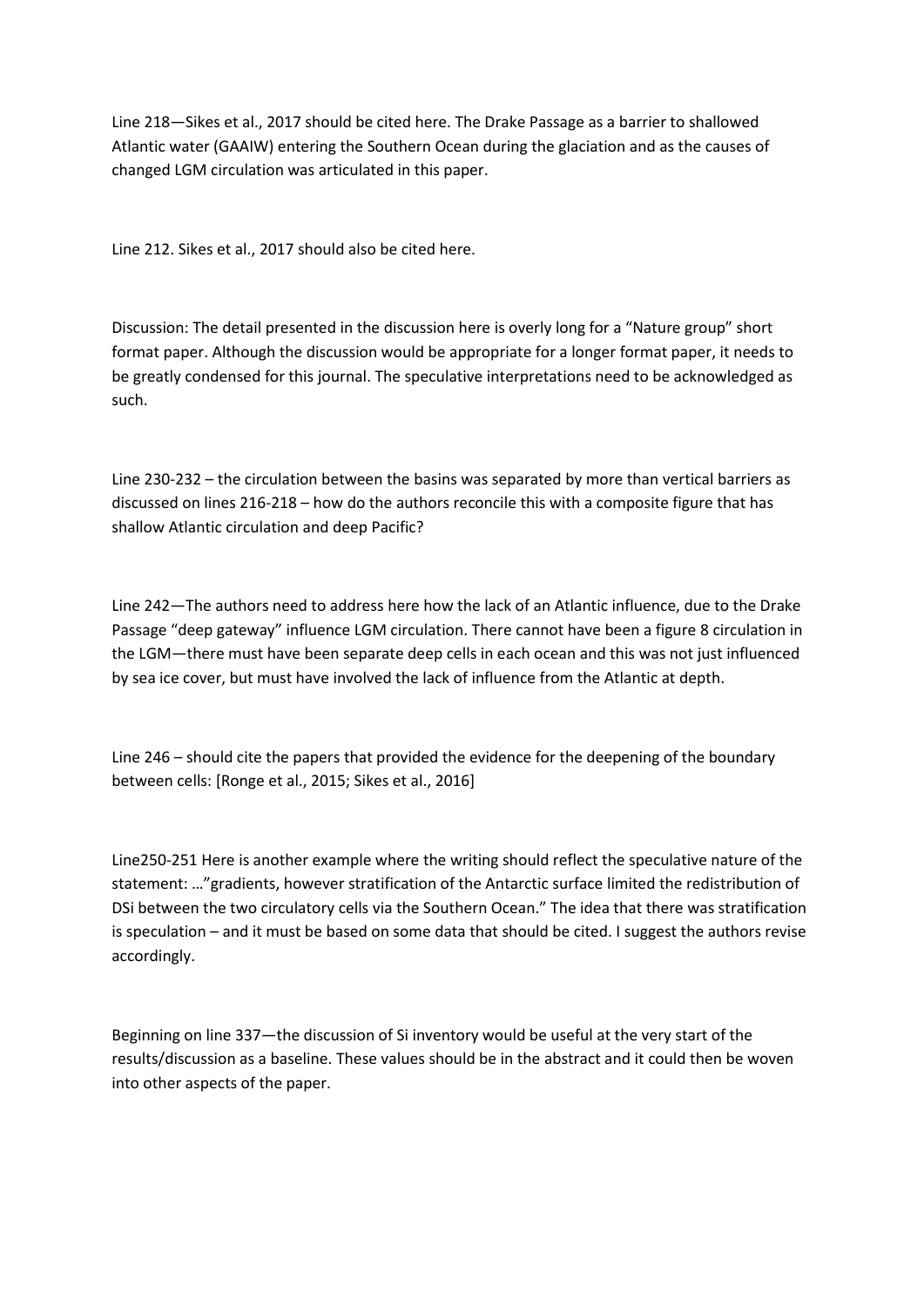Line 218—Sikes et al., 2017 should be cited here. The Drake Passage as a barrier to shallowed Atlantic water (GAAIW) entering the Southern Ocean during the glaciation and as the causes of changed LGM circulation was articulated in this paper.

Line 212. Sikes et al., 2017 should also be cited here.

Discussion: The detail presented in the discussion here is overly long for a "Nature group" short format paper. Although the discussion would be appropriate for a longer format paper, it needs to be greatly condensed for this journal. The speculative interpretations need to be acknowledged as such.

Line 230-232 – the circulation between the basins was separated by more than vertical barriers as discussed on lines 216-218 – how do the authors reconcile this with a composite figure that has shallow Atlantic circulation and deep Pacific?

Line 242—The authors need to address here how the lack of an Atlantic influence, due to the Drake Passage "deep gateway" influence LGM circulation. There cannot have been a figure 8 circulation in the LGM—there must have been separate deep cells in each ocean and this was not just influenced by sea ice cover, but must have involved the lack of influence from the Atlantic at depth.

Line 246 – should cite the papers that provided the evidence for the deepening of the boundary between cells: [Ronge et al., 2015; Sikes et al., 2016]

Line250-251 Here is another example where the writing should reflect the speculative nature of the statement: …"gradients, however stratification of the Antarctic surface limited the redistribution of DSi between the two circulatory cells via the Southern Ocean." The idea that there was stratification is speculation – and it must be based on some data that should be cited. I suggest the authors revise accordingly.

Beginning on line 337—the discussion of Si inventory would be useful at the very start of the results/discussion as a baseline. These values should be in the abstract and it could then be woven into other aspects of the paper.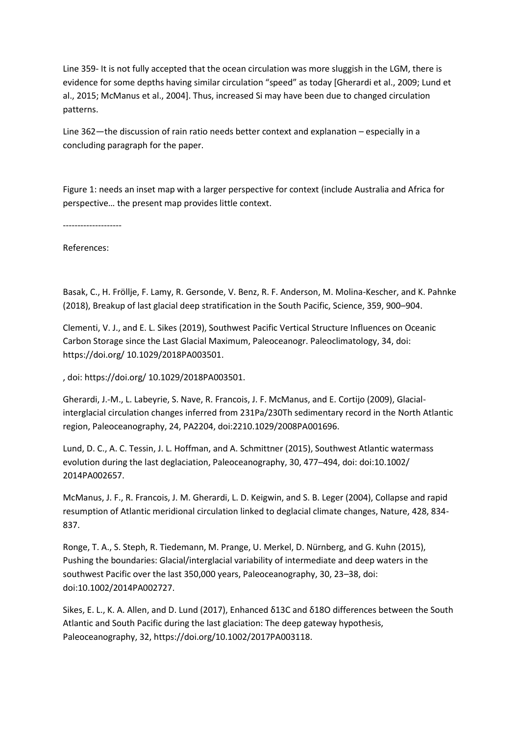Line 359- It is not fully accepted that the ocean circulation was more sluggish in the LGM, there is evidence for some depths having similar circulation "speed" as today [Gherardi et al., 2009; Lund et al., 2015; McManus et al., 2004]. Thus, increased Si may have been due to changed circulation patterns.

Line 362—the discussion of rain ratio needs better context and explanation – especially in a concluding paragraph for the paper.

Figure 1: needs an inset map with a larger perspective for context (include Australia and Africa for perspective… the present map provides little context.

--------------------

References:

Basak, C., H. Fröllje, F. Lamy, R. Gersonde, V. Benz, R. F. Anderson, M. Molina-Kescher, and K. Pahnke (2018), Breakup of last glacial deep stratification in the South Pacific, Science, 359, 900–904.

Clementi, V. J., and E. L. Sikes (2019), Southwest Pacific Vertical Structure Influences on Oceanic Carbon Storage since the Last Glacial Maximum, Paleoceanogr. Paleoclimatology, 34, doi: https://doi.org/ 10.1029/2018PA003501.

, doi: https://doi.org/ 10.1029/2018PA003501.

Gherardi, J.-M., L. Labeyrie, S. Nave, R. Francois, J. F. McManus, and E. Cortijo (2009), Glacial-interglacial circulation changes inferred from 231Pa/230Th sedimentary record in the North Atlantic region, Paleoceanography, 24, PA2204, doi:2210.1029/2008PA001696.

Lund, D. C., A. C. Tessin, J. L. Hoffman, and A. Schmittner (2015), Southwest Atlantic watermass evolution during the last deglaciation, Paleoceanography, 30, 477–494, doi: doi:10.1002/ 2014PA002657.

McManus, J. F., R. Francois, J. M. Gherardi, L. D. Keigwin, and S. B. Leger (2004), Collapse and rapid resumption of Atlantic meridional circulation linked to deglacial climate changes, Nature, 428, 834-837.

Ronge, T. A., S. Steph, R. Tiedemann, M. Prange, U. Merkel, D. Nürnberg, and G. Kuhn (2015), Pushing the boundaries: Glacial/interglacial variability of intermediate and deep waters in the southwest Pacific over the last 350,000 years, Paleoceanography, 30, 23–38, doi: doi:10.1002/2014PA002727.

Sikes, E. L., K. A. Allen, and D. Lund (2017), Enhanced δ13C and δ18O differences between the South Atlantic and South Pacific during the last glaciation: The deep gateway hypothesis, Paleoceanography, 32, https://doi.org/10.1002/2017PA003118.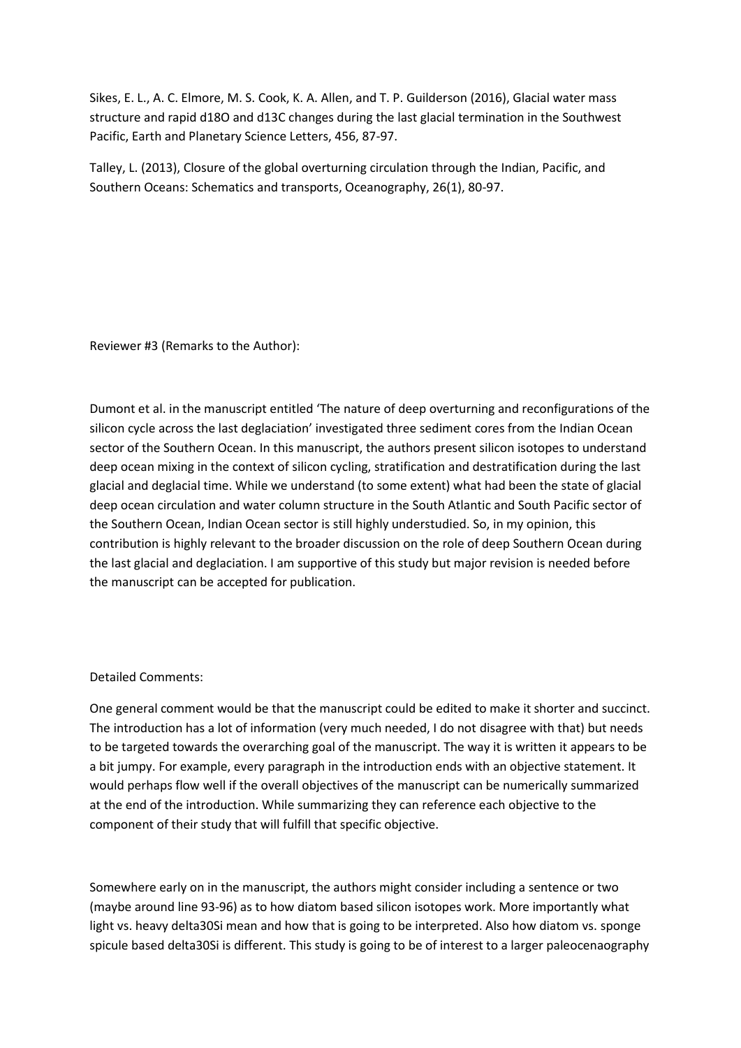Sikes, E. L., A. C. Elmore, M. S. Cook, K. A. Allen, and T. P. Guilderson (2016), Glacial water mass structure and rapid d18O and d13C changes during the last glacial termination in the Southwest Pacific, Earth and Planetary Science Letters, 456, 87-97.

Talley, L. (2013), Closure of the global overturning circulation through the Indian, Pacific, and Southern Oceans: Schematics and transports, Oceanography, 26(1), 80-97.

Reviewer #3 (Remarks to the Author):

Dumont et al. in the manuscript entitled 'The nature of deep overturning and reconfigurations of the silicon cycle across the last deglaciation' investigated three sediment cores from the Indian Ocean sector of the Southern Ocean. In this manuscript, the authors present silicon isotopes to understand deep ocean mixing in the context of silicon cycling, stratification and destratification during the last glacial and deglacial time. While we understand (to some extent) what had been the state of glacial deep ocean circulation and water column structure in the South Atlantic and South Pacific sector of the Southern Ocean, Indian Ocean sector is still highly understudied. So, in my opinion, this contribution is highly relevant to the broader discussion on the role of deep Southern Ocean during the last glacial and deglaciation. I am supportive of this study but major revision is needed before the manuscript can be accepted for publication.

Detailed Comments:

One general comment would be that the manuscript could be edited to make it shorter and succinct. The introduction has a lot of information (very much needed, I do not disagree with that) but needs to be targeted towards the overarching goal of the manuscript. The way it is written it appears to be a bit jumpy. For example, every paragraph in the introduction ends with an objective statement. It would perhaps flow well if the overall objectives of the manuscript can be numerically summarized at the end of the introduction. While summarizing they can reference each objective to the component of their study that will fulfill that specific objective.

Somewhere early on in the manuscript, the authors might consider including a sentence or two (maybe around line 93-96) as to how diatom based silicon isotopes work. More importantly what light vs. heavy delta30Si mean and how that is going to be interpreted. Also how diatom vs. sponge spicule based delta30Si is different. This study is going to be of interest to a larger paleocenaography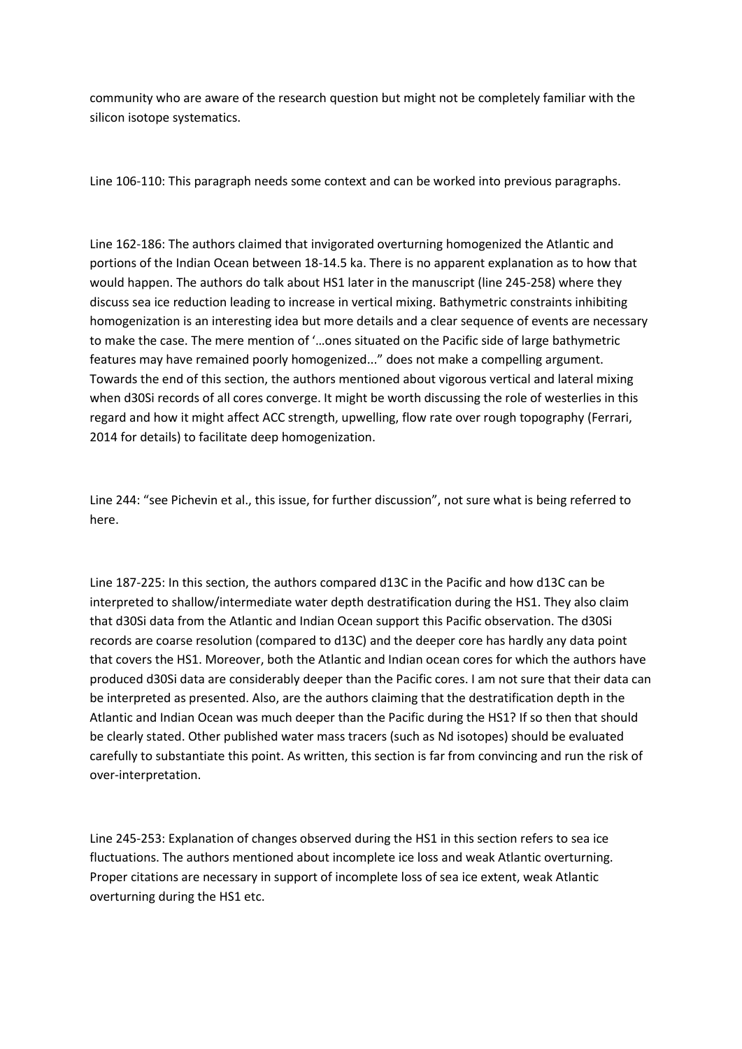community who are aware of the research question but might not be completely familiar with the silicon isotope systematics.

Line 106-110: This paragraph needs some context and can be worked into previous paragraphs.

Line 162-186: The authors claimed that invigorated overturning homogenized the Atlantic and portions of the Indian Ocean between 18-14.5 ka. There is no apparent explanation as to how that would happen. The authors do talk about HS1 later in the manuscript (line 245-258) where they discuss sea ice reduction leading to increase in vertical mixing. Bathymetric constraints inhibiting homogenization is an interesting idea but more details and a clear sequence of events are necessary to make the case. The mere mention of '…ones situated on the Pacific side of large bathymetric features may have remained poorly homogenized..." does not make a compelling argument. Towards the end of this section, the authors mentioned about vigorous vertical and lateral mixing when d30Si records of all cores converge. It might be worth discussing the role of westerlies in this regard and how it might affect ACC strength, upwelling, flow rate over rough topography (Ferrari, 2014 for details) to facilitate deep homogenization.

Line 244: "see Pichevin et al., this issue, for further discussion", not sure what is being referred to here.

Line 187-225: In this section, the authors compared d13C in the Pacific and how d13C can be interpreted to shallow/intermediate water depth destratification during the HS1. They also claim that d30Si data from the Atlantic and Indian Ocean support this Pacific observation. The d30Si records are coarse resolution (compared to d13C) and the deeper core has hardly any data point that covers the HS1. Moreover, both the Atlantic and Indian ocean cores for which the authors have produced d30Si data are considerably deeper than the Pacific cores. I am not sure that their data can be interpreted as presented. Also, are the authors claiming that the destratification depth in the Atlantic and Indian Ocean was much deeper than the Pacific during the HS1? If so then that should be clearly stated. Other published water mass tracers (such as Nd isotopes) should be evaluated carefully to substantiate this point. As written, this section is far from convincing and run the risk of over-interpretation.

Line 245-253: Explanation of changes observed during the HS1 in this section refers to sea ice fluctuations. The authors mentioned about incomplete ice loss and weak Atlantic overturning. Proper citations are necessary in support of incomplete loss of sea ice extent, weak Atlantic overturning during the HS1 etc.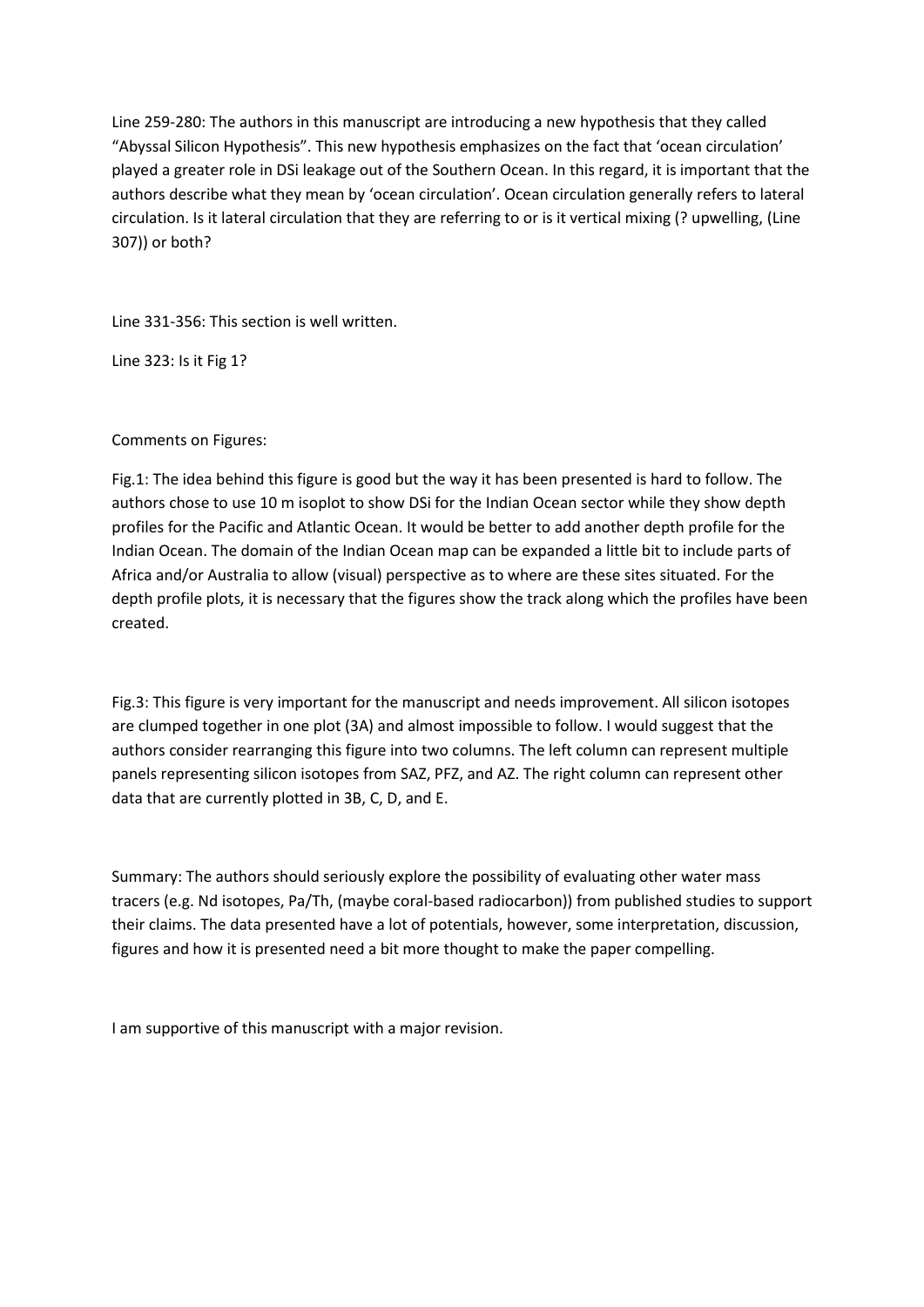Line 259-280: The authors in this manuscript are introducing a new hypothesis that they called “Abyssal Silicon Hypothesis”. This new hypothesis emphasizes on the fact that ‘ocean circulation’ played a greater role in DSi leakage out of the Southern Ocean. In this regard, it is important that the authors describe what they mean by ‘ocean circulation’. Ocean circulation generally refers to lateral circulation. Is it lateral circulation that they are referring to or is it vertical mixing (? upwelling, (Line 307)) or both?

Line 331-356: This section is well written.

Line 323: Is it Fig 1?

Comments on Figures:

Fig.1: The idea behind this figure is good but the way it has been presented is hard to follow. The authors chose to use 10 m isoplot to show DSi for the Indian Ocean sector while they show depth profiles for the Pacific and Atlantic Ocean. It would be better to add another depth profile for the Indian Ocean. The domain of the Indian Ocean map can be expanded a little bit to include parts of Africa and/or Australia to allow (visual) perspective as to where are these sites situated. For the depth profile plots, it is necessary that the figures show the track along which the profiles have been created.

Fig.3: This figure is very important for the manuscript and needs improvement. All silicon isotopes are clumped together in one plot (3A) and almost impossible to follow. I would suggest that the authors consider rearranging this figure into two columns. The left column can represent multiple panels representing silicon isotopes from SAZ, PFZ, and AZ. The right column can represent other data that are currently plotted in 3B, C, D, and E.

Summary: The authors should seriously explore the possibility of evaluating other water mass tracers (e.g. Nd isotopes, Pa/Th, (maybe coral-based radiocarbon)) from published studies to support their claims. The data presented have a lot of potentials, however, some interpretation, discussion, figures and how it is presented need a bit more thought to make the paper compelling.

I am supportive of this manuscript with a major revision.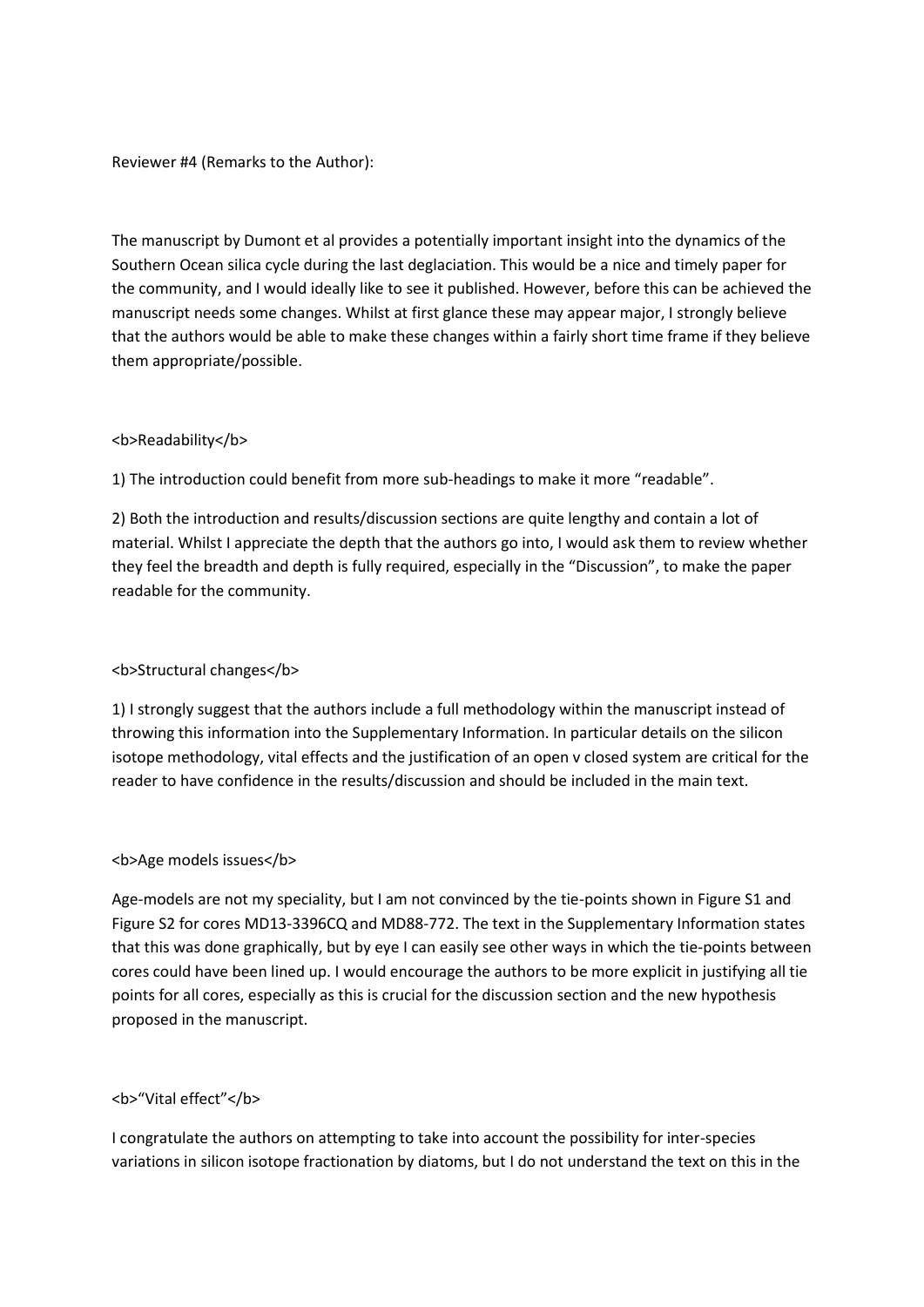Reviewer #4 (Remarks to the Author):

The manuscript by Dumont et al provides a potentially important insight into the dynamics of the Southern Ocean silica cycle during the last deglaciation. This would be a nice and timely paper for the community, and I would ideally like to see it published. However, before this can be achieved the manuscript needs some changes. Whilst at first glance these may appear major, I strongly believe that the authors would be able to make these changes within a fairly short time frame if they believe them appropriate/possible.

**Readability**

1) The introduction could benefit from more sub-headings to make it more "readable".

2) Both the introduction and results/discussion sections are quite lengthy and contain a lot of material. Whilst I appreciate the depth that the authors go into, I would ask them to review whether they feel the breadth and depth is fully required, especially in the "Discussion", to make the paper readable for the community.

**Structural changes**

1) I strongly suggest that the authors include a full methodology within the manuscript instead of throwing this information into the Supplementary Information. In particular details on the silicon isotope methodology, vital effects and the justification of an open v closed system are critical for the reader to have confidence in the results/discussion and should be included in the main text.

**Age models issues**

Age-models are not my speciality, but I am not convinced by the tie-points shown in Figure S1 and Figure S2 for cores MD13-3396CQ and MD88-772. The text in the Supplementary Information states that this was done graphically, but by eye I can easily see other ways in which the tie-points between cores could have been lined up. I would encourage the authors to be more explicit in justifying all tie points for all cores, especially as this is crucial for the discussion section and the new hypothesis proposed in the manuscript.

**"Vital effect"**

I congratulate the authors on attempting to take into account the possibility for inter-species variations in silicon isotope fractionation by diatoms, but I do not understand the text on this in the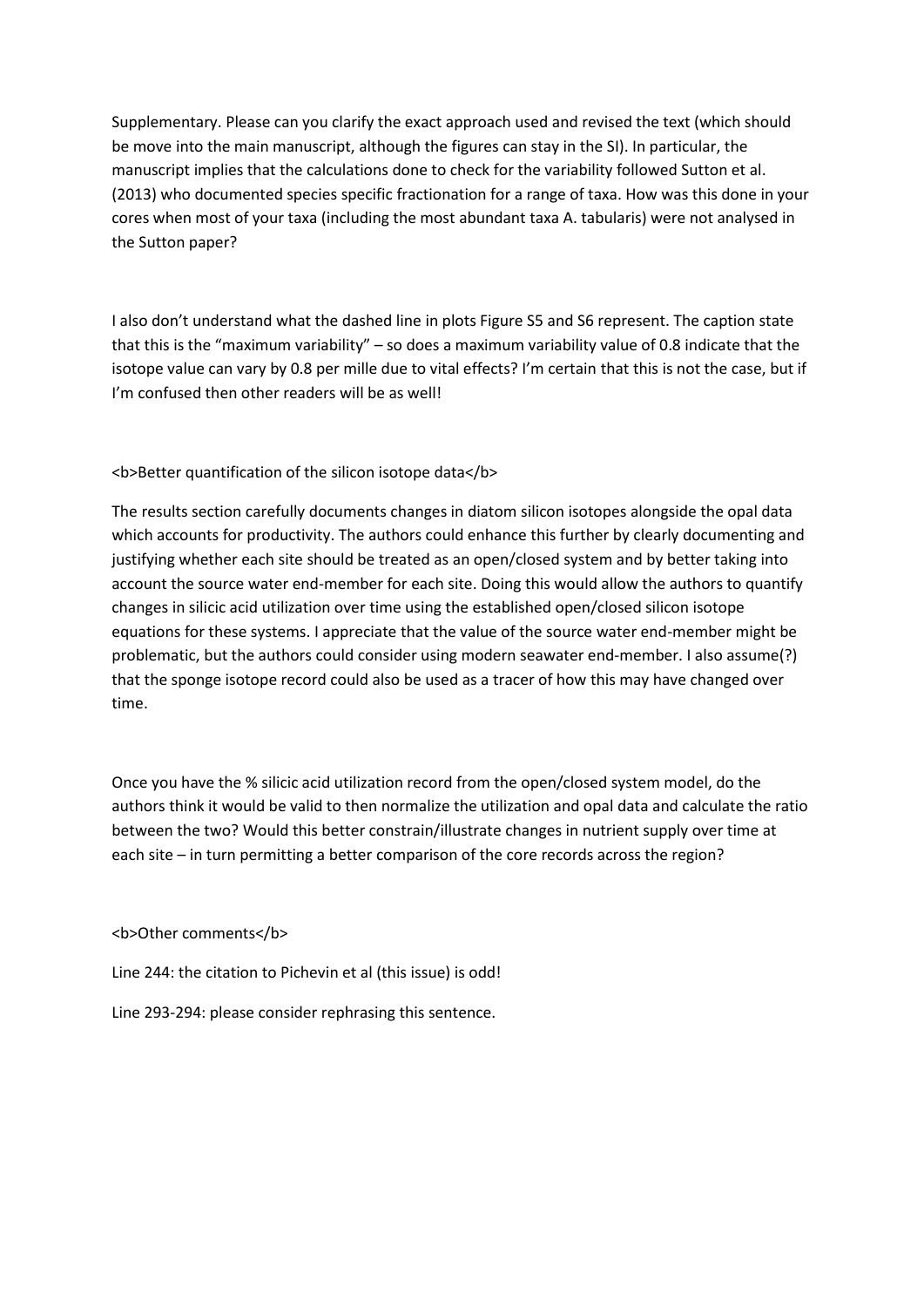Supplementary. Please can you clarify the exact approach used and revised the text (which should be move into the main manuscript, although the figures can stay in the SI). In particular, the manuscript implies that the calculations done to check for the variability followed Sutton et al. (2013) who documented species specific fractionation for a range of taxa. How was this done in your cores when most of your taxa (including the most abundant taxa A. tabularis) were not analysed in the Sutton paper?

I also don't understand what the dashed line in plots Figure S5 and S6 represent. The caption state that this is the "maximum variability" – so does a maximum variability value of 0.8 indicate that the isotope value can vary by 0.8 per mille due to vital effects? I'm certain that this is not the case, but if I'm confused then other readers will be as well!

**Better quantification of the silicon isotope data**

The results section carefully documents changes in diatom silicon isotopes alongside the opal data which accounts for productivity. The authors could enhance this further by clearly documenting and justifying whether each site should be treated as an open/closed system and by better taking into account the source water end-member for each site. Doing this would allow the authors to quantify changes in silicic acid utilization over time using the established open/closed silicon isotope equations for these systems. I appreciate that the value of the source water end-member might be problematic, but the authors could consider using modern seawater end-member. I also assume(?) that the sponge isotope record could also be used as a tracer of how this may have changed over time.

Once you have the % silicic acid utilization record from the open/closed system model, do the authors think it would be valid to then normalize the utilization and opal data and calculate the ratio between the two? Would this better constrain/illustrate changes in nutrient supply over time at each site – in turn permitting a better comparison of the core records across the region?

**Other comments**

Line 244: the citation to Pichevin et al (this issue) is odd!

Line 293-294: please consider rephrasing this sentence.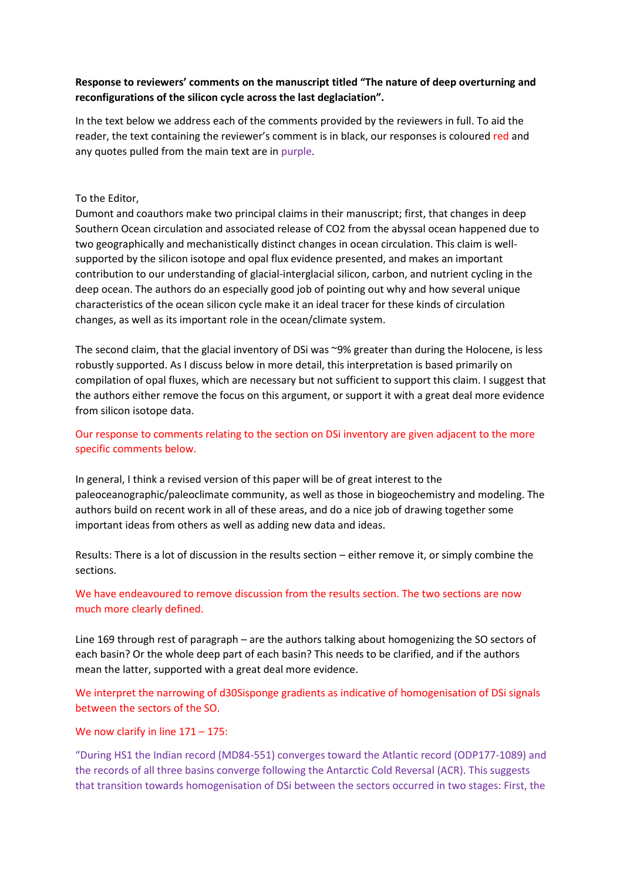**Response to reviewers' comments on the manuscript titled "The nature of deep overturning and reconfigurations of the silicon cycle across the last deglaciation".**

In the text below we address each of the comments provided by the reviewers in full. To aid the reader, the text containing the reviewer's comment is in black, our responses is coloured red and any quotes pulled from the main text are in purple.

To the Editor,

Dumont and coauthors make two principal claims in their manuscript; first, that changes in deep Southern Ocean circulation and associated release of CO2 from the abyssal ocean happened due to two geographically and mechanistically distinct changes in ocean circulation. This claim is well-supported by the silicon isotope and opal flux evidence presented, and makes an important contribution to our understanding of glacial-interglacial silicon, carbon, and nutrient cycling in the deep ocean. The authors do an especially good job of pointing out why and how several unique characteristics of the ocean silicon cycle make it an ideal tracer for these kinds of circulation changes, as well as its important role in the ocean/climate system.

The second claim, that the glacial inventory of DSi was ~9% greater than during the Holocene, is less robustly supported. As I discuss below in more detail, this interpretation is based primarily on compilation of opal fluxes, which are necessary but not sufficient to support this claim. I suggest that the authors either remove the focus on this argument, or support it with a great deal more evidence from silicon isotope data.

Our response to comments relating to the section on DSi inventory are given adjacent to the more specific comments below.

In general, I think a revised version of this paper will be of great interest to the paleoceanographic/paleoclimate community, as well as those in biogeochemistry and modeling. The authors build on recent work in all of these areas, and do a nice job of drawing together some important ideas from others as well as adding new data and ideas.

Results: There is a lot of discussion in the results section – either remove it, or simply combine the sections.

We have endeavoured to remove discussion from the results section. The two sections are now much more clearly defined.

Line 169 through rest of paragraph – are the authors talking about homogenizing the SO sectors of each basin? Or the whole deep part of each basin? This needs to be clarified, and if the authors mean the latter, supported with a great deal more evidence.

We interpret the narrowing of d30Sisponge gradients as indicative of homogenisation of DSi signals between the sectors of the SO.

We now clarify in line 171 – 175:

"During HS1 the Indian record (MD84-551) converges toward the Atlantic record (ODP177-1089) and the records of all three basins converge following the Antarctic Cold Reversal (ACR). This suggests that transition towards homogenisation of DSi between the sectors occurred in two stages: First, the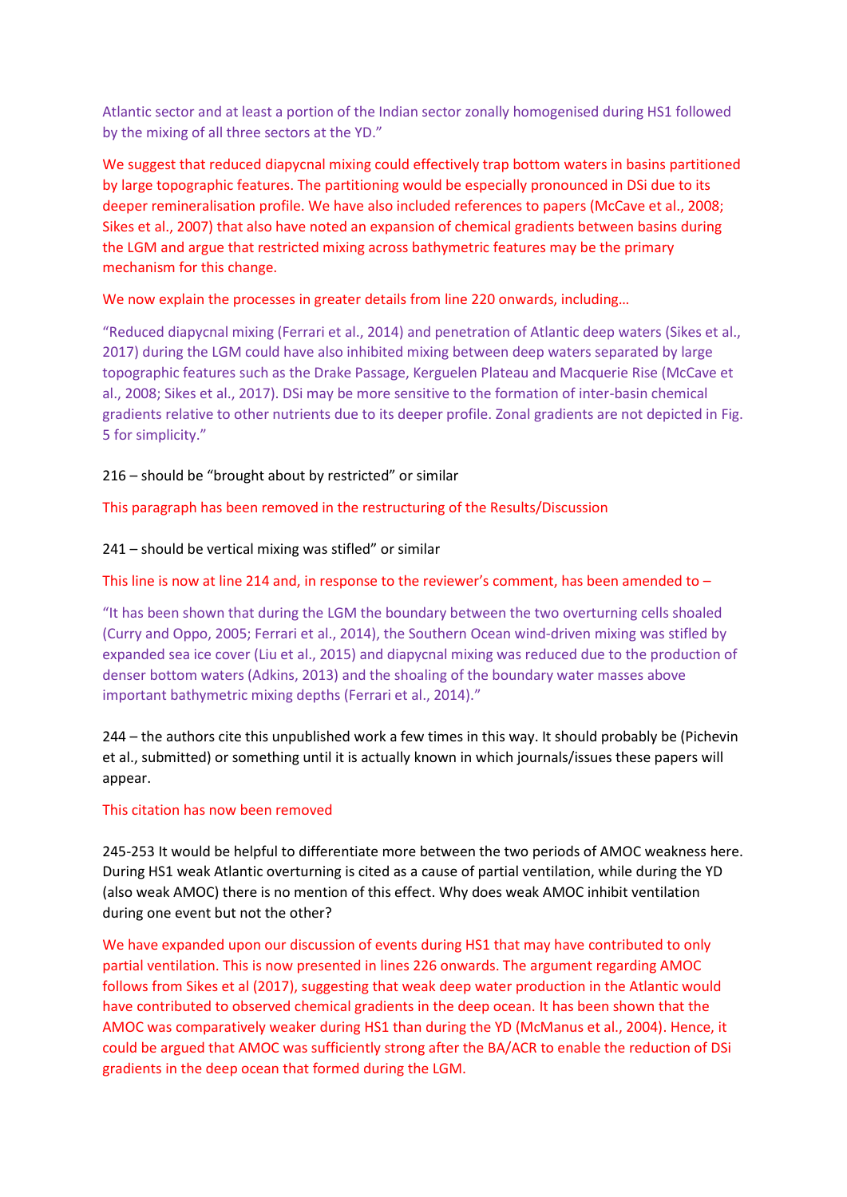Atlantic sector and at least a portion of the Indian sector zonally homogenised during HS1 followed by the mixing of all three sectors at the YD."

We suggest that reduced diapycnal mixing could effectively trap bottom waters in basins partitioned by large topographic features. The partitioning would be especially pronounced in DSi due to its deeper remineralisation profile. We have also included references to papers (McCave et al., 2008; Sikes et al., 2007) that also have noted an expansion of chemical gradients between basins during the LGM and argue that restricted mixing across bathymetric features may be the primary mechanism for this change.

We now explain the processes in greater details from line 220 onwards, including…

"Reduced diapycnal mixing (Ferrari et al., 2014) and penetration of Atlantic deep waters (Sikes et al., 2017) during the LGM could have also inhibited mixing between deep waters separated by large topographic features such as the Drake Passage, Kerguelen Plateau and Macquerie Rise (McCave et al., 2008; Sikes et al., 2017). DSi may be more sensitive to the formation of inter-basin chemical gradients relative to other nutrients due to its deeper profile. Zonal gradients are not depicted in Fig. 5 for simplicity."

216 – should be "brought about by restricted" or similar

This paragraph has been removed in the restructuring of the Results/Discussion

241 – should be vertical mixing was stifled" or similar

This line is now at line 214 and, in response to the reviewer's comment, has been amended to –

"It has been shown that during the LGM the boundary between the two overturning cells shoaled (Curry and Oppo, 2005; Ferrari et al., 2014), the Southern Ocean wind-driven mixing was stifled by expanded sea ice cover (Liu et al., 2015) and diapycnal mixing was reduced due to the production of denser bottom waters (Adkins, 2013) and the shoaling of the boundary water masses above important bathymetric mixing depths (Ferrari et al., 2014)."

244 – the authors cite this unpublished work a few times in this way. It should probably be (Pichevin et al., submitted) or something until it is actually known in which journals/issues these papers will appear.

This citation has now been removed

245-253 It would be helpful to differentiate more between the two periods of AMOC weakness here. During HS1 weak Atlantic overturning is cited as a cause of partial ventilation, while during the YD (also weak AMOC) there is no mention of this effect. Why does weak AMOC inhibit ventilation during one event but not the other?

We have expanded upon our discussion of events during HS1 that may have contributed to only partial ventilation. This is now presented in lines 226 onwards. The argument regarding AMOC follows from Sikes et al (2017), suggesting that weak deep water production in the Atlantic would have contributed to observed chemical gradients in the deep ocean. It has been shown that the AMOC was comparatively weaker during HS1 than during the YD (McManus et al., 2004). Hence, it could be argued that AMOC was sufficiently strong after the BA/ACR to enable the reduction of DSi gradients in the deep ocean that formed during the LGM.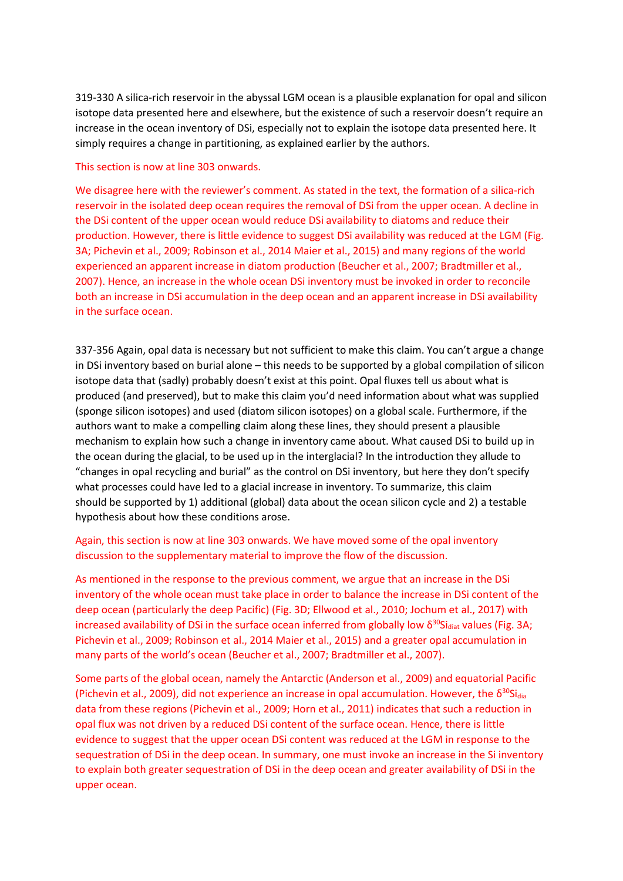319-330 A silica-rich reservoir in the abyssal LGM ocean is a plausible explanation for opal and silicon isotope data presented here and elsewhere, but the existence of such a reservoir doesn't require an increase in the ocean inventory of DSi, especially not to explain the isotope data presented here. It simply requires a change in partitioning, as explained earlier by the authors.

This section is now at line 303 onwards.

We disagree here with the reviewer's comment. As stated in the text, the formation of a silica-rich reservoir in the isolated deep ocean requires the removal of DSi from the upper ocean. A decline in the DSi content of the upper ocean would reduce DSi availability to diatoms and reduce their production. However, there is little evidence to suggest DSi availability was reduced at the LGM (Fig. 3A; Pichevin et al., 2009; Robinson et al., 2014 Maier et al., 2015) and many regions of the world experienced an apparent increase in diatom production (Beucher et al., 2007; Bradtmiller et al., 2007). Hence, an increase in the whole ocean DSi inventory must be invoked in order to reconcile both an increase in DSi accumulation in the deep ocean and an apparent increase in DSi availability in the surface ocean.

337-356 Again, opal data is necessary but not sufficient to make this claim. You can't argue a change in DSi inventory based on burial alone – this needs to be supported by a global compilation of silicon isotope data that (sadly) probably doesn't exist at this point. Opal fluxes tell us about what is produced (and preserved), but to make this claim you'd need information about what was supplied (sponge silicon isotopes) and used (diatom silicon isotopes) on a global scale. Furthermore, if the authors want to make a compelling claim along these lines, they should present a plausible mechanism to explain how such a change in inventory came about. What caused DSi to build up in the ocean during the glacial, to be used up in the interglacial? In the introduction they allude to "changes in opal recycling and burial" as the control on DSi inventory, but here they don't specify what processes could have led to a glacial increase in inventory. To summarize, this claim should be supported by 1) additional (global) data about the ocean silicon cycle and 2) a testable hypothesis about how these conditions arose.

Again, this section is now at line 303 onwards. We have moved some of the opal inventory discussion to the supplementary material to improve the flow of the discussion.

As mentioned in the response to the previous comment, we argue that an increase in the DSi inventory of the whole ocean must take place in order to balance the increase in DSi content of the deep ocean (particularly the deep Pacific) (Fig. 3D; Ellwood et al., 2010; Jochum et al., 2017) with increased availability of DSi in the surface ocean inferred from globally low $\delta^{30}Si_{diat}$ values (Fig. 3A; Pichevin et al., 2009; Robinson et al., 2014 Maier et al., 2015) and a greater opal accumulation in many parts of the world's ocean (Beucher et al., 2007; Bradtmiller et al., 2007).

Some parts of the global ocean, namely the Antarctic (Anderson et al., 2009) and equatorial Pacific (Pichevin et al., 2009), did not experience an increase in opal accumulation. However, the $\delta^{30}Si_{dia}$ data from these regions (Pichevin et al., 2009; Horn et al., 2011) indicates that such a reduction in opal flux was not driven by a reduced DSi content of the surface ocean. Hence, there is little evidence to suggest that the upper ocean DSi content was reduced at the LGM in response to the sequestration of DSi in the deep ocean. In summary, one must invoke an increase in the Si inventory to explain both greater sequestration of DSi in the deep ocean and greater availability of DSi in the upper ocean.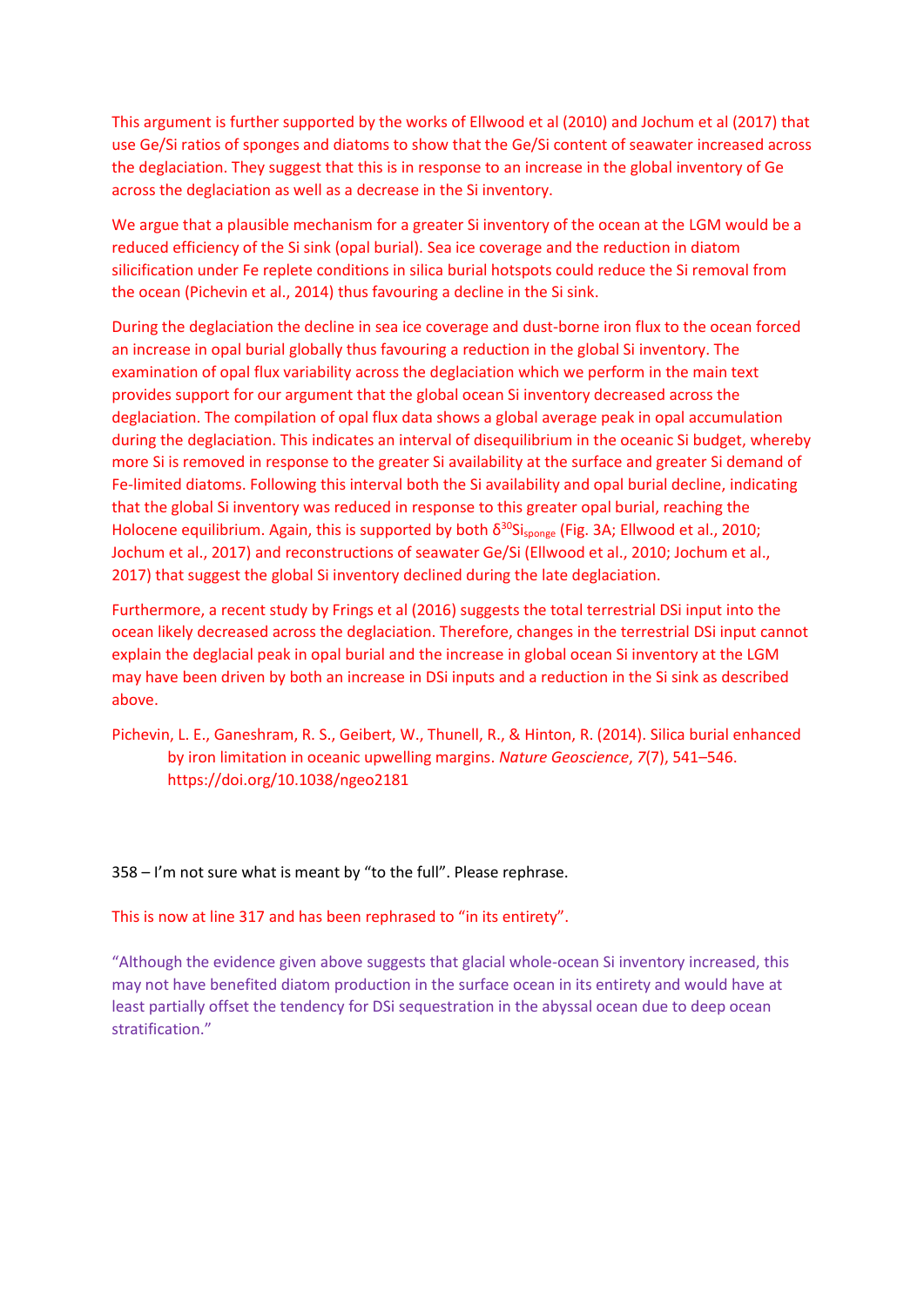This argument is further supported by the works of Ellwood et al (2010) and Jochum et al (2017) that use Ge/Si ratios of sponges and diatoms to show that the Ge/Si content of seawater increased across the deglaciation. They suggest that this is in response to an increase in the global inventory of Ge across the deglaciation as well as a decrease in the Si inventory.

We argue that a plausible mechanism for a greater Si inventory of the ocean at the LGM would be a reduced efficiency of the Si sink (opal burial). Sea ice coverage and the reduction in diatom silicification under Fe replete conditions in silica burial hotspots could reduce the Si removal from the ocean (Pichevin et al., 2014) thus favouring a decline in the Si sink.

During the deglaciation the decline in sea ice coverage and dust-borne iron flux to the ocean forced an increase in opal burial globally thus favouring a reduction in the global Si inventory. The examination of opal flux variability across the deglaciation which we perform in the main text provides support for our argument that the global ocean Si inventory decreased across the deglaciation. The compilation of opal flux data shows a global average peak in opal accumulation during the deglaciation. This indicates an interval of disequilibrium in the oceanic Si budget, whereby more Si is removed in response to the greater Si availability at the surface and greater Si demand of Fe-limited diatoms. Following this interval both the Si availability and opal burial decline, indicating that the global Si inventory was reduced in response to this greater opal burial, reaching the Holocene equilibrium. Again, this is supported by both $\delta^{30}Si_{sponge}$ (Fig. 3A; Ellwood et al., 2010; Jochum et al., 2017) and reconstructions of seawater Ge/Si (Ellwood et al., 2010; Jochum et al., 2017) that suggest the global Si inventory declined during the late deglaciation.

Furthermore, a recent study by Frings et al (2016) suggests the total terrestrial DSi input into the ocean likely decreased across the deglaciation. Therefore, changes in the terrestrial DSi input cannot explain the deglacial peak in opal burial and the increase in global ocean Si inventory at the LGM may have been driven by both an increase in DSi inputs and a reduction in the Si sink as described above.

Pichevin, L. E., Ganeshram, R. S., Geibert, W., Thunell, R., & Hinton, R. (2014). Silica burial enhanced by iron limitation in oceanic upwelling margins. *Nature Geoscience*, *7*(7), 541–546. https://doi.org/10.1038/ngeo2181

358 – I'm not sure what is meant by "to the full". Please rephrase.

This is now at line 317 and has been rephrased to "in its entirety".

"Although the evidence given above suggests that glacial whole-ocean Si inventory increased, this may not have benefited diatom production in the surface ocean in its entirety and would have at least partially offset the tendency for DSi sequestration in the abyssal ocean due to deep ocean stratification."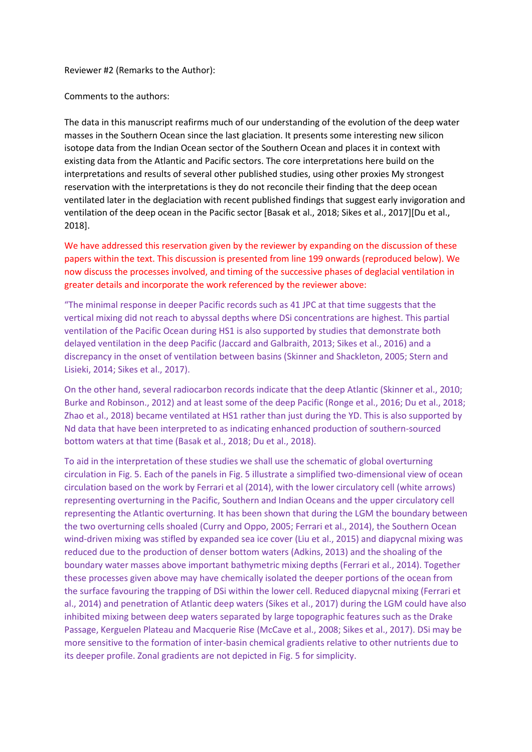Reviewer #2 (Remarks to the Author):

Comments to the authors:

The data in this manuscript reafirms much of our understanding of the evolution of the deep water masses in the Southern Ocean since the last glaciation. It presents some interesting new silicon isotope data from the Indian Ocean sector of the Southern Ocean and places it in context with existing data from the Atlantic and Pacific sectors. The core interpretations here build on the interpretations and results of several other published studies, using other proxies My strongest reservation with the interpretations is they do not reconcile their finding that the deep ocean ventilated later in the deglaciation with recent published findings that suggest early invigoration and ventilation of the deep ocean in the Pacific sector [Basak et al., 2018; Sikes et al., 2017][Du et al., 2018].

We have addressed this reservation given by the reviewer by expanding on the discussion of these papers within the text. This discussion is presented from line 199 onwards (reproduced below). We now discuss the processes involved, and timing of the successive phases of deglacial ventilation in greater details and incorporate the work referenced by the reviewer above:

"The minimal response in deeper Pacific records such as 41 JPC at that time suggests that the vertical mixing did not reach to abyssal depths where DSi concentrations are highest. This partial ventilation of the Pacific Ocean during HS1 is also supported by studies that demonstrate both delayed ventilation in the deep Pacific (Jaccard and Galbraith, 2013; Sikes et al., 2016) and a discrepancy in the onset of ventilation between basins (Skinner and Shackleton, 2005; Stern and Lisieki, 2014; Sikes et al., 2017).

On the other hand, several radiocarbon records indicate that the deep Atlantic (Skinner et al., 2010; Burke and Robinson., 2012) and at least some of the deep Pacific (Ronge et al., 2016; Du et al., 2018; Zhao et al., 2018) became ventilated at HS1 rather than just during the YD. This is also supported by Nd data that have been interpreted to as indicating enhanced production of southern-sourced bottom waters at that time (Basak et al., 2018; Du et al., 2018).

To aid in the interpretation of these studies we shall use the schematic of global overturning circulation in Fig. 5. Each of the panels in Fig. 5 illustrate a simplified two-dimensional view of ocean circulation based on the work by Ferrari et al (2014), with the lower circulatory cell (white arrows) representing overturning in the Pacific, Southern and Indian Oceans and the upper circulatory cell representing the Atlantic overturning. It has been shown that during the LGM the boundary between the two overturning cells shoaled (Curry and Oppo, 2005; Ferrari et al., 2014), the Southern Ocean wind-driven mixing was stifled by expanded sea ice cover (Liu et al., 2015) and diapycnal mixing was reduced due to the production of denser bottom waters (Adkins, 2013) and the shoaling of the boundary water masses above important bathymetric mixing depths (Ferrari et al., 2014). Together these processes given above may have chemically isolated the deeper portions of the ocean from the surface favouring the trapping of DSi within the lower cell. Reduced diapycnal mixing (Ferrari et al., 2014) and penetration of Atlantic deep waters (Sikes et al., 2017) during the LGM could have also inhibited mixing between deep waters separated by large topographic features such as the Drake Passage, Kerguelen Plateau and Macquerie Rise (McCave et al., 2008; Sikes et al., 2017). DSi may be more sensitive to the formation of inter-basin chemical gradients relative to other nutrients due to its deeper profile. Zonal gradients are not depicted in Fig. 5 for simplicity.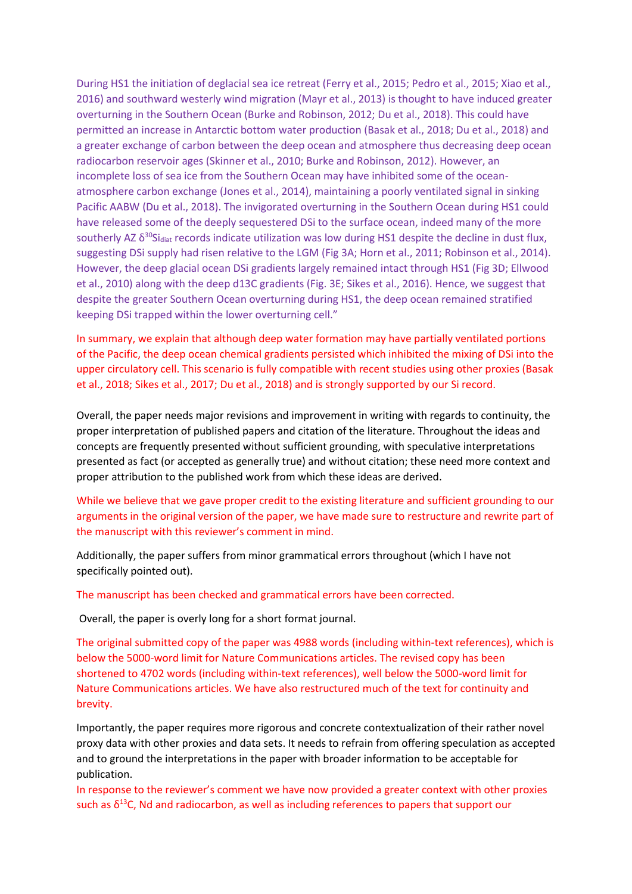During HS1 the initiation of deglacial sea ice retreat (Ferry et al., 2015; Pedro et al., 2015; Xiao et al., 2016) and southward westerly wind migration (Mayr et al., 2013) is thought to have induced greater overturning in the Southern Ocean (Burke and Robinson, 2012; Du et al., 2018). This could have permitted an increase in Antarctic bottom water production (Basak et al., 2018; Du et al., 2018) and a greater exchange of carbon between the deep ocean and atmosphere thus decreasing deep ocean radiocarbon reservoir ages (Skinner et al., 2010; Burke and Robinson, 2012). However, an incomplete loss of sea ice from the Southern Ocean may have inhibited some of the ocean-atmosphere carbon exchange (Jones et al., 2014), maintaining a poorly ventilated signal in sinking Pacific AABW (Du et al., 2018). The invigorated overturning in the Southern Ocean during HS1 could have released some of the deeply sequestered DSi to the surface ocean, indeed many of the more southerly AZ $\delta^{30}Si_{diat}$ records indicate utilization was low during HS1 despite the decline in dust flux, suggesting DSi supply had risen relative to the LGM (Fig 3A; Horn et al., 2011; Robinson et al., 2014). However, the deep glacial ocean DSi gradients largely remained intact through HS1 (Fig 3D; Ellwood et al., 2010) along with the deep d13C gradients (Fig. 3E; Sikes et al., 2016). Hence, we suggest that despite the greater Southern Ocean overturning during HS1, the deep ocean remained stratified keeping DSi trapped within the lower overturning cell."

In summary, we explain that although deep water formation may have partially ventilated portions of the Pacific, the deep ocean chemical gradients persisted which inhibited the mixing of DSi into the upper circulatory cell. This scenario is fully compatible with recent studies using other proxies (Basak et al., 2018; Sikes et al., 2017; Du et al., 2018) and is strongly supported by our Si record.

Overall, the paper needs major revisions and improvement in writing with regards to continuity, the proper interpretation of published papers and citation of the literature. Throughout the ideas and concepts are frequently presented without sufficient grounding, with speculative interpretations presented as fact (or accepted as generally true) and without citation; these need more context and proper attribution to the published work from which these ideas are derived.

While we believe that we gave proper credit to the existing literature and sufficient grounding to our arguments in the original version of the paper, we have made sure to restructure and rewrite part of the manuscript with this reviewer's comment in mind.

Additionally, the paper suffers from minor grammatical errors throughout (which I have not specifically pointed out).

The manuscript has been checked and grammatical errors have been corrected.

Overall, the paper is overly long for a short format journal.

The original submitted copy of the paper was 4988 words (including within-text references), which is below the 5000-word limit for Nature Communications articles. The revised copy has been shortened to 4702 words (including within-text references), well below the 5000-word limit for Nature Communications articles. We have also restructured much of the text for continuity and brevity.

Importantly, the paper requires more rigorous and concrete contextualization of their rather novel proxy data with other proxies and data sets. It needs to refrain from offering speculation as accepted and to ground the interpretations in the paper with broader information to be acceptable for publication.

In response to the reviewer's comment we have now provided a greater context with other proxies such as $\delta^{13}C$, Nd and radiocarbon, as well as including references to papers that support our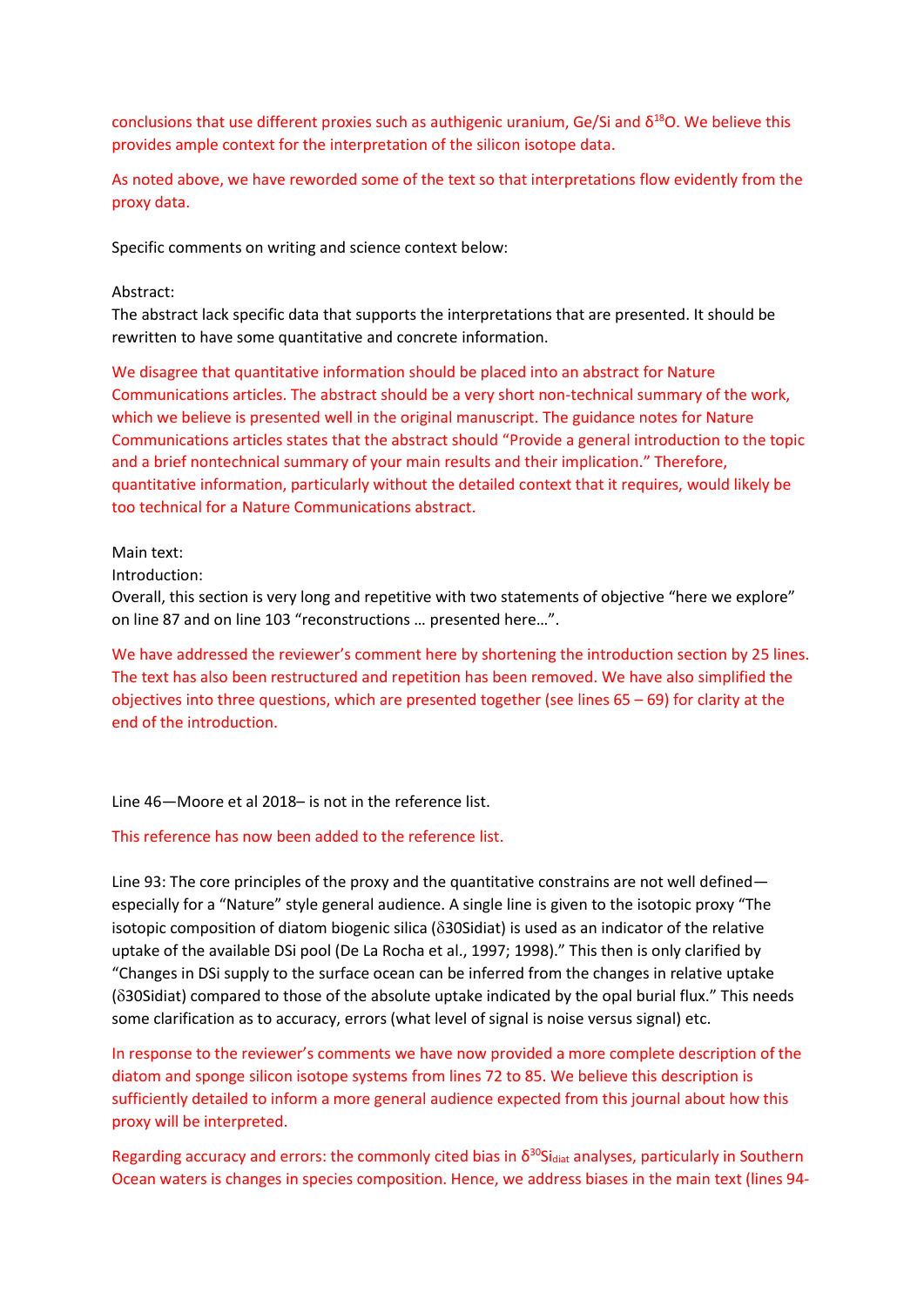conclusions that use different proxies such as authigenic uranium, Ge/Si and $\delta^{18}O$. We believe this provides ample context for the interpretation of the silicon isotope data.

As noted above, we have reworded some of the text so that interpretations flow evidently from the proxy data.

Specific comments on writing and science context below:

Abstract:
The abstract lack specific data that supports the interpretations that are presented. It should be rewritten to have some quantitative and concrete information.

We disagree that quantitative information should be placed into an abstract for Nature Communications articles. The abstract should be a very short non-technical summary of the work, which we believe is presented well in the original manuscript. The guidance notes for Nature Communications articles states that the abstract should "Provide a general introduction to the topic and a brief nontechnical summary of your main results and their implication." Therefore, quantitative information, particularly without the detailed context that it requires, would likely be too technical for a Nature Communications abstract.

Main text:
Introduction:
Overall, this section is very long and repetitive with two statements of objective "here we explore" on line 87 and on line 103 "reconstructions … presented here…".

We have addressed the reviewer's comment here by shortening the introduction section by 25 lines. The text has also been restructured and repetition has been removed. We have also simplified the objectives into three questions, which are presented together (see lines 65 – 69) for clarity at the end of the introduction.

Line 46—Moore et al 2018– is not in the reference list.

This reference has now been added to the reference list.

Line 93: The core principles of the proxy and the quantitative constrains are not well defined—especially for a "Nature" style general audience. A single line is given to the isotopic proxy "The isotopic composition of diatom biogenic silica ($\delta$30Sidiat) is used as an indicator of the relative uptake of the available DSi pool (De La Rocha et al., 1997; 1998)." This then is only clarified by "Changes in DSi supply to the surface ocean can be inferred from the changes in relative uptake ($\delta$30Sidiat) compared to those of the absolute uptake indicated by the opal burial flux." This needs some clarification as to accuracy, errors (what level of signal is noise versus signal) etc.

In response to the reviewer's comments we have now provided a more complete description of the diatom and sponge silicon isotope systems from lines 72 to 85. We believe this description is sufficiently detailed to inform a more general audience expected from this journal about how this proxy will be interpreted.

Regarding accuracy and errors: the commonly cited bias in $\delta^{30}Si_{diat}$ analyses, particularly in Southern Ocean waters is changes in species composition. Hence, we address biases in the main text (lines 94-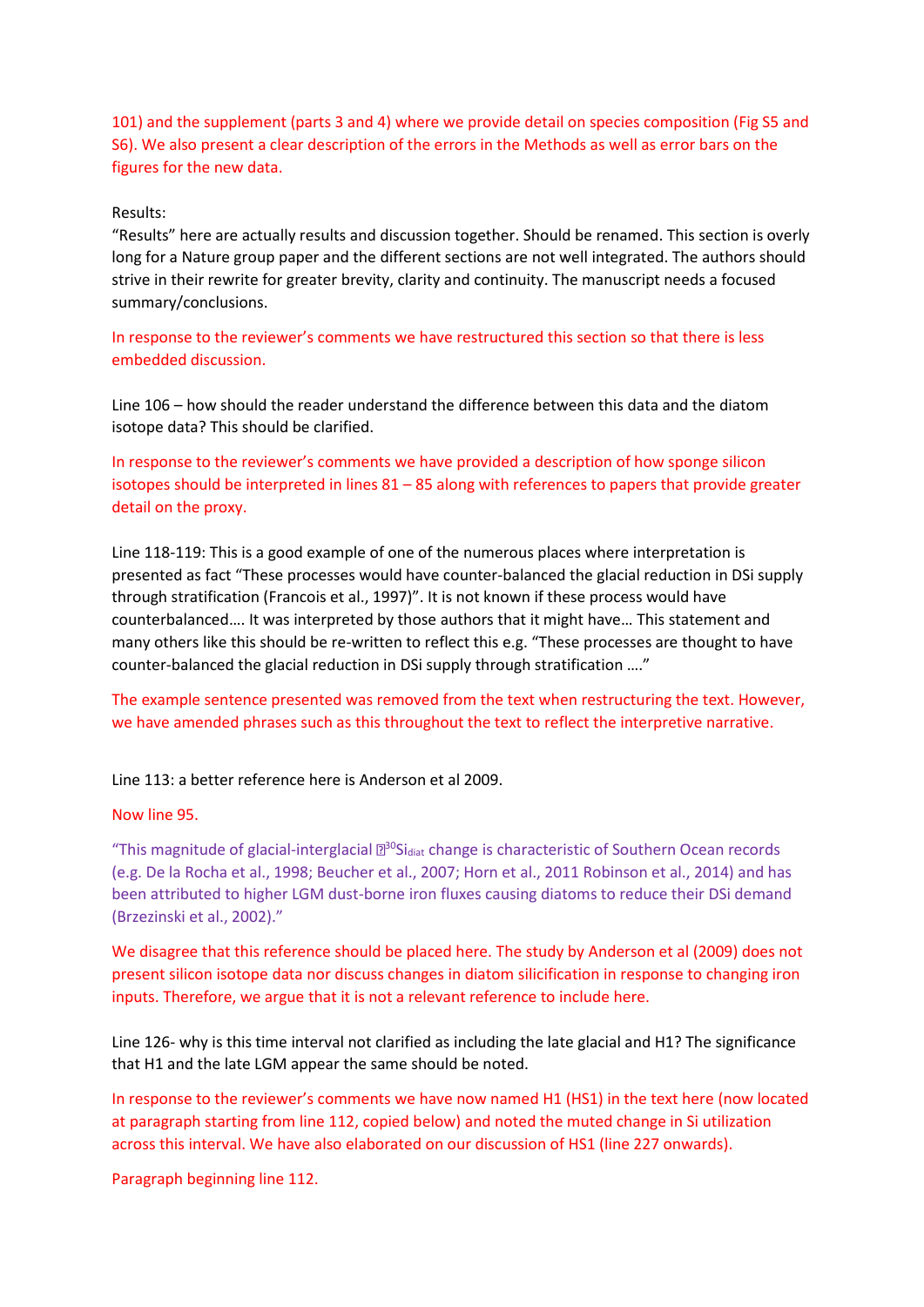101) and the supplement (parts 3 and 4) where we provide detail on species composition (Fig S5 and S6). We also present a clear description of the errors in the Methods as well as error bars on the figures for the new data.

Results:
"Results" here are actually results and discussion together. Should be renamed. This section is overly long for a Nature group paper and the different sections are not well integrated. The authors should strive in their rewrite for greater brevity, clarity and continuity. The manuscript needs a focused summary/conclusions.

In response to the reviewer's comments we have restructured this section so that there is less embedded discussion.

Line 106 – how should the reader understand the difference between this data and the diatom isotope data? This should be clarified.

In response to the reviewer's comments we have provided a description of how sponge silicon isotopes should be interpreted in lines 81 – 85 along with references to papers that provide greater detail on the proxy.

Line 118-119: This is a good example of one of the numerous places where interpretation is presented as fact "These processes would have counter-balanced the glacial reduction in DSi supply through stratification (Francois et al., 1997)". It is not known if these process would have counterbalanced…. It was interpreted by those authors that it might have… This statement and many others like this should be re-written to reflect this e.g. "These processes are thought to have counter-balanced the glacial reduction in DSi supply through stratification …."

The example sentence presented was removed from the text when restructuring the text. However, we have amended phrases such as this throughout the text to reflect the interpretive narrative.

Line 113: a better reference here is Anderson et al 2009.

Now line 95.

"This magnitude of glacial-interglacial $\delta^{30}Si_{diat}$ change is characteristic of Southern Ocean records (e.g. De la Rocha et al., 1998; Beucher et al., 2007; Horn et al., 2011 Robinson et al., 2014) and has been attributed to higher LGM dust-borne iron fluxes causing diatoms to reduce their DSi demand (Brzezinski et al., 2002)."

We disagree that this reference should be placed here. The study by Anderson et al (2009) does not present silicon isotope data nor discuss changes in diatom silicification in response to changing iron inputs. Therefore, we argue that it is not a relevant reference to include here.

Line 126- why is this time interval not clarified as including the late glacial and H1? The significance that H1 and the late LGM appear the same should be noted.

In response to the reviewer's comments we have now named H1 (HS1) in the text here (now located at paragraph starting from line 112, copied below) and noted the muted change in Si utilization across this interval. We have also elaborated on our discussion of HS1 (line 227 onwards).

Paragraph beginning line 112.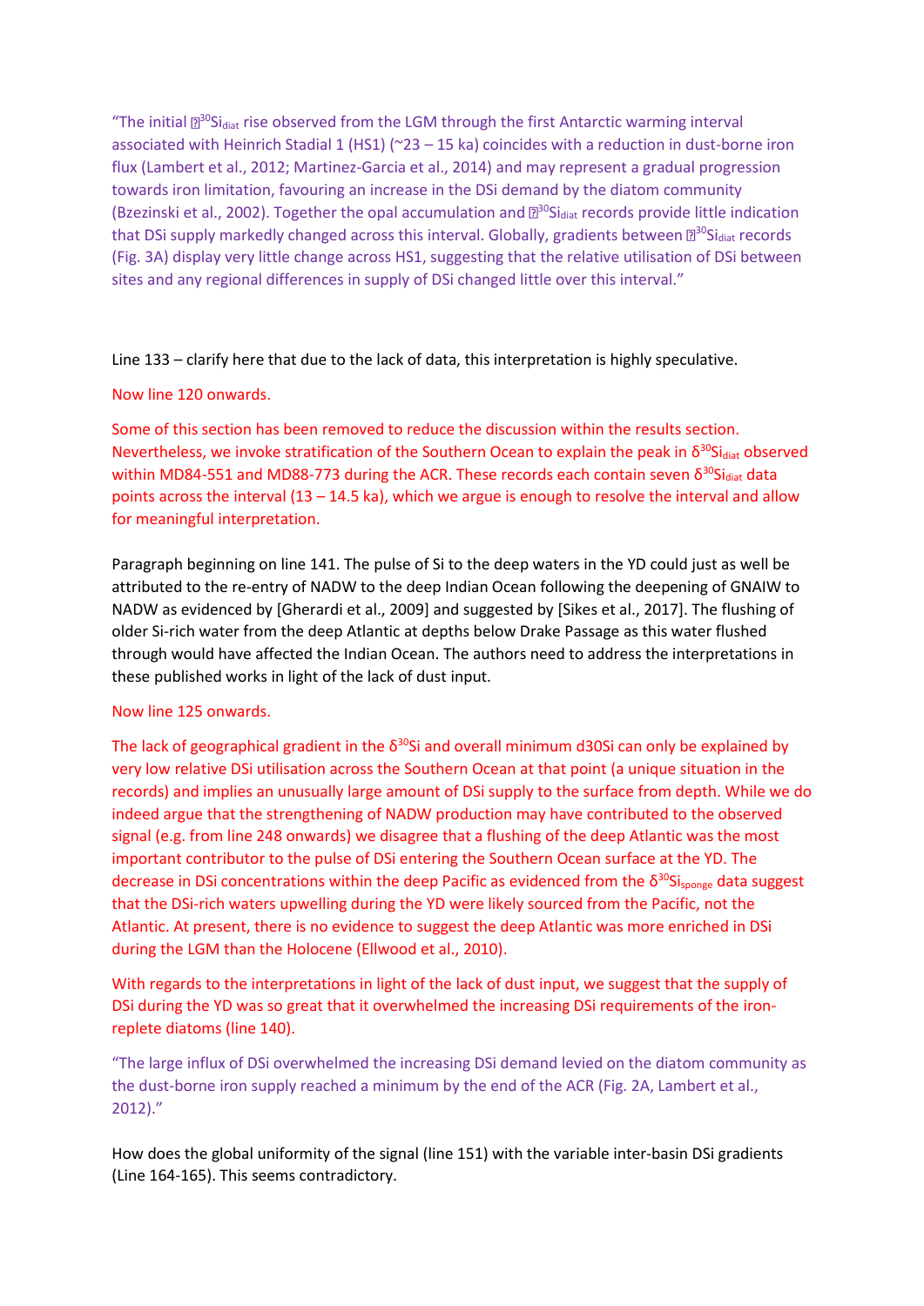"The initial $\delta^{30}Si_{diat}$ rise observed from the LGM through the first Antarctic warming interval associated with Heinrich Stadial 1 (HS1) (~23 – 15 ka) coincides with a reduction in dust-borne iron flux (Lambert et al., 2012; Martinez-Garcia et al., 2014) and may represent a gradual progression towards iron limitation, favouring an increase in the DSi demand by the diatom community (Bzezinski et al., 2002). Together the opal accumulation and $\delta^{30}Si_{diat}$ records provide little indication that DSi supply markedly changed across this interval. Globally, gradients between $\delta^{30}Si_{diat}$ records (Fig. 3A) display very little change across HS1, suggesting that the relative utilisation of DSi between sites and any regional differences in supply of DSi changed little over this interval."

Line 133 – clarify here that due to the lack of data, this interpretation is highly speculative.

Now line 120 onwards.

Some of this section has been removed to reduce the discussion within the results section. Nevertheless, we invoke stratification of the Southern Ocean to explain the peak in $\delta^{30}Si_{diat}$ observed within MD84-551 and MD88-773 during the ACR. These records each contain seven $\delta^{30}Si_{diat}$ data points across the interval (13 – 14.5 ka), which we argue is enough to resolve the interval and allow for meaningful interpretation.

Paragraph beginning on line 141. The pulse of Si to the deep waters in the YD could just as well be attributed to the re-entry of NADW to the deep Indian Ocean following the deepening of GNAIW to NADW as evidenced by [Gherardi et al., 2009] and suggested by [Sikes et al., 2017]. The flushing of older Si-rich water from the deep Atlantic at depths below Drake Passage as this water flushed through would have affected the Indian Ocean. The authors need to address the interpretations in these published works in light of the lack of dust input.

Now line 125 onwards.

The lack of geographical gradient in the $\delta^{30}Si$ and overall minimum d30Si can only be explained by very low relative DSi utilisation across the Southern Ocean at that point (a unique situation in the records) and implies an unusually large amount of DSi supply to the surface from depth. While we do indeed argue that the strengthening of NADW production may have contributed to the observed signal (e.g. from line 248 onwards) we disagree that a flushing of the deep Atlantic was the most important contributor to the pulse of DSi entering the Southern Ocean surface at the YD. The decrease in DSi concentrations within the deep Pacific as evidenced from the $\delta^{30}Si_{sponge}$ data suggest that the DSi-rich waters upwelling during the YD were likely sourced from the Pacific, not the Atlantic. At present, there is no evidence to suggest the deep Atlantic was more enriched in DSi during the LGM than the Holocene (Ellwood et al., 2010).

With regards to the interpretations in light of the lack of dust input, we suggest that the supply of DSi during the YD was so great that it overwhelmed the increasing DSi requirements of the iron-replete diatoms (line 140).

"The large influx of DSi overwhelmed the increasing DSi demand levied on the diatom community as the dust-borne iron supply reached a minimum by the end of the ACR (Fig. 2A, Lambert et al., 2012)."

How does the global uniformity of the signal (line 151) with the variable inter-basin DSi gradients (Line 164-165). This seems contradictory.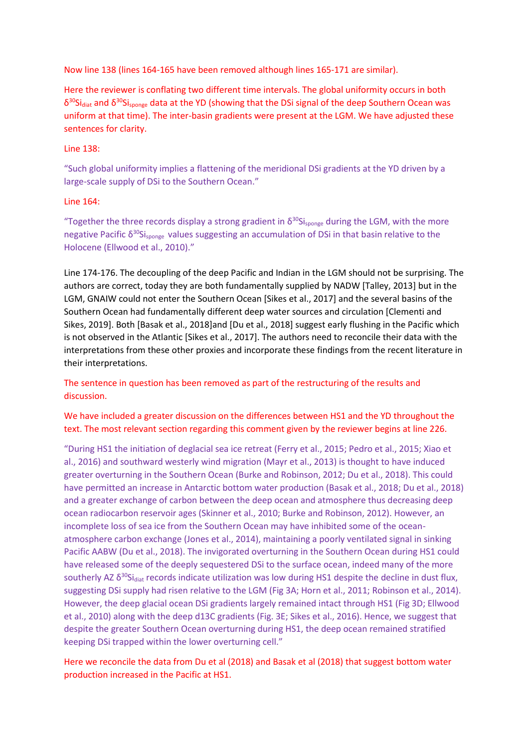Now line 138 (lines 164-165 have been removed although lines 165-171 are similar).

Here the reviewer is conflating two different time intervals. The global uniformity occurs in both $\delta^{30}Si_{diat}$ and $\delta^{30}Si_{sponge}$ data at the YD (showing that the DSi signal of the deep Southern Ocean was uniform at that time). The inter-basin gradients were present at the LGM. We have adjusted these sentences for clarity.

Line 138:

"Such global uniformity implies a flattening of the meridional DSi gradients at the YD driven by a large-scale supply of DSi to the Southern Ocean."

Line 164:

"Together the three records display a strong gradient in $\delta^{30}Si_{sponge}$ during the LGM, with the more negative Pacific $\delta^{30}Si_{sponge}$ values suggesting an accumulation of DSi in that basin relative to the Holocene (Ellwood et al., 2010)."

Line 174-176. The decoupling of the deep Pacific and Indian in the LGM should not be surprising. The authors are correct, today they are both fundamentally supplied by NADW [Talley, 2013] but in the LGM, GNAIW could not enter the Southern Ocean [Sikes et al., 2017] and the several basins of the Southern Ocean had fundamentally different deep water sources and circulation [Clementi and Sikes, 2019]. Both [Basak et al., 2018]and [Du et al., 2018] suggest early flushing in the Pacific which is not observed in the Atlantic [Sikes et al., 2017]. The authors need to reconcile their data with the interpretations from these other proxies and incorporate these findings from the recent literature in their interpretations.

The sentence in question has been removed as part of the restructuring of the results and discussion.

We have included a greater discussion on the differences between HS1 and the YD throughout the text. The most relevant section regarding this comment given by the reviewer begins at line 226.

"During HS1 the initiation of deglacial sea ice retreat (Ferry et al., 2015; Pedro et al., 2015; Xiao et al., 2016) and southward westerly wind migration (Mayr et al., 2013) is thought to have induced greater overturning in the Southern Ocean (Burke and Robinson, 2012; Du et al., 2018). This could have permitted an increase in Antarctic bottom water production (Basak et al., 2018; Du et al., 2018) and a greater exchange of carbon between the deep ocean and atmosphere thus decreasing deep ocean radiocarbon reservoir ages (Skinner et al., 2010; Burke and Robinson, 2012). However, an incomplete loss of sea ice from the Southern Ocean may have inhibited some of the ocean-atmosphere carbon exchange (Jones et al., 2014), maintaining a poorly ventilated signal in sinking Pacific AABW (Du et al., 2018). The invigorated overturning in the Southern Ocean during HS1 could have released some of the deeply sequestered DSi to the surface ocean, indeed many of the more southerly AZ $\delta^{30}Si_{diat}$ records indicate utilization was low during HS1 despite the decline in dust flux, suggesting DSi supply had risen relative to the LGM (Fig 3A; Horn et al., 2011; Robinson et al., 2014). However, the deep glacial ocean DSi gradients largely remained intact through HS1 (Fig 3D; Ellwood et al., 2010) along with the deep d13C gradients (Fig. 3E; Sikes et al., 2016). Hence, we suggest that despite the greater Southern Ocean overturning during HS1, the deep ocean remained stratified keeping DSi trapped within the lower overturning cell."

Here we reconcile the data from Du et al (2018) and Basak et al (2018) that suggest bottom water production increased in the Pacific at HS1.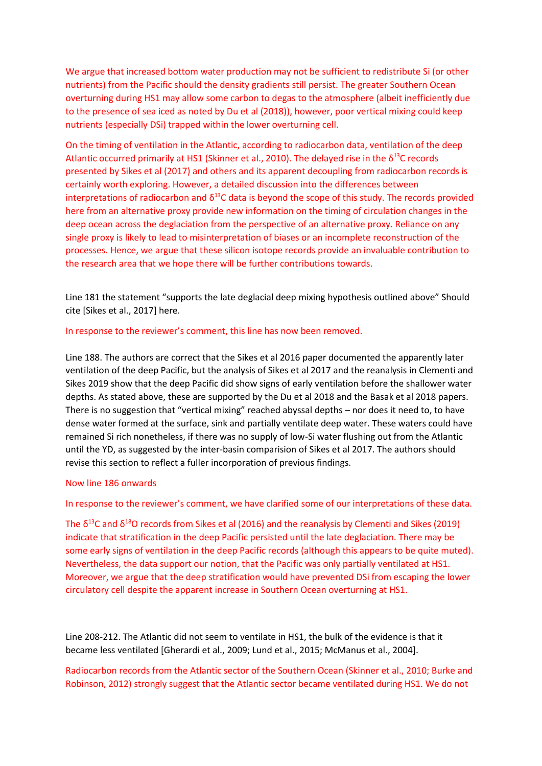We argue that increased bottom water production may not be sufficient to redistribute Si (or other nutrients) from the Pacific should the density gradients still persist. The greater Southern Ocean overturning during HS1 may allow some carbon to degas to the atmosphere (albeit inefficiently due to the presence of sea iced as noted by Du et al (2018)), however, poor vertical mixing could keep nutrients (especially DSi) trapped within the lower overturning cell.

On the timing of ventilation in the Atlantic, according to radiocarbon data, ventilation of the deep Atlantic occurred primarily at HS1 (Skinner et al., 2010). The delayed rise in the $\delta^{13}C$ records presented by Sikes et al (2017) and others and its apparent decoupling from radiocarbon records is certainly worth exploring. However, a detailed discussion into the differences between interpretations of radiocarbon and $\delta^{13}C$ data is beyond the scope of this study. The records provided here from an alternative proxy provide new information on the timing of circulation changes in the deep ocean across the deglaciation from the perspective of an alternative proxy. Reliance on any single proxy is likely to lead to misinterpretation of biases or an incomplete reconstruction of the processes. Hence, we argue that these silicon isotope records provide an invaluable contribution to the research area that we hope there will be further contributions towards.

Line 181 the statement "supports the late deglacial deep mixing hypothesis outlined above" Should cite [Sikes et al., 2017] here.

In response to the reviewer's comment, this line has now been removed.

Line 188. The authors are correct that the Sikes et al 2016 paper documented the apparently later ventilation of the deep Pacific, but the analysis of Sikes et al 2017 and the reanalysis in Clementi and Sikes 2019 show that the deep Pacific did show signs of early ventilation before the shallower water depths. As stated above, these are supported by the Du et al 2018 and the Basak et al 2018 papers. There is no suggestion that "vertical mixing" reached abyssal depths – nor does it need to, to have dense water formed at the surface, sink and partially ventilate deep water. These waters could have remained Si rich nonetheless, if there was no supply of low-Si water flushing out from the Atlantic until the YD, as suggested by the inter-basin comparision of Sikes et al 2017. The authors should revise this section to reflect a fuller incorporation of previous findings.

Now line 186 onwards

In response to the reviewer's comment, we have clarified some of our interpretations of these data.

The $\delta^{13}C$ and $\delta^{18}O$ records from Sikes et al (2016) and the reanalysis by Clementi and Sikes (2019) indicate that stratification in the deep Pacific persisted until the late deglaciation. There may be some early signs of ventilation in the deep Pacific records (although this appears to be quite muted). Nevertheless, the data support our notion, that the Pacific was only partially ventilated at HS1. Moreover, we argue that the deep stratification would have prevented DSi from escaping the lower circulatory cell despite the apparent increase in Southern Ocean overturning at HS1.

Line 208-212. The Atlantic did not seem to ventilate in HS1, the bulk of the evidence is that it became less ventilated [Gherardi et al., 2009; Lund et al., 2015; McManus et al., 2004].

Radiocarbon records from the Atlantic sector of the Southern Ocean (Skinner et al., 2010; Burke and Robinson, 2012) strongly suggest that the Atlantic sector became ventilated during HS1. We do not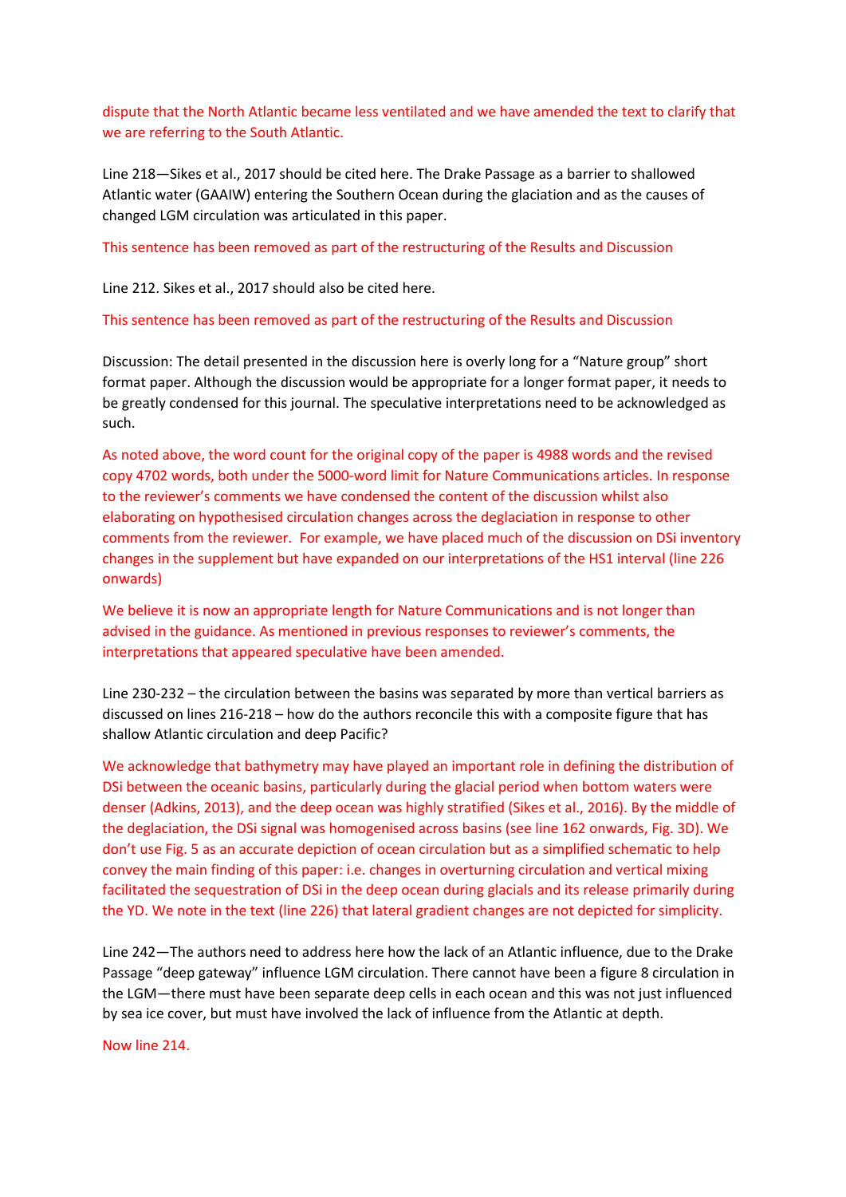dispute that the North Atlantic became less ventilated and we have amended the text to clarify that we are referring to the South Atlantic.

Line 218—Sikes et al., 2017 should be cited here. The Drake Passage as a barrier to shallowed Atlantic water (GAAIW) entering the Southern Ocean during the glaciation and as the causes of changed LGM circulation was articulated in this paper.

This sentence has been removed as part of the restructuring of the Results and Discussion

Line 212. Sikes et al., 2017 should also be cited here.

This sentence has been removed as part of the restructuring of the Results and Discussion

Discussion: The detail presented in the discussion here is overly long for a "Nature group" short format paper. Although the discussion would be appropriate for a longer format paper, it needs to be greatly condensed for this journal. The speculative interpretations need to be acknowledged as such.

As noted above, the word count for the original copy of the paper is 4988 words and the revised copy 4702 words, both under the 5000-word limit for Nature Communications articles. In response to the reviewer's comments we have condensed the content of the discussion whilst also elaborating on hypothesised circulation changes across the deglaciation in response to other comments from the reviewer. For example, we have placed much of the discussion on DSi inventory changes in the supplement but have expanded on our interpretations of the HS1 interval (line 226 onwards)

We believe it is now an appropriate length for Nature Communications and is not longer than advised in the guidance. As mentioned in previous responses to reviewer's comments, the interpretations that appeared speculative have been amended.

Line 230-232 – the circulation between the basins was separated by more than vertical barriers as discussed on lines 216-218 – how do the authors reconcile this with a composite figure that has shallow Atlantic circulation and deep Pacific?

We acknowledge that bathymetry may have played an important role in defining the distribution of DSi between the oceanic basins, particularly during the glacial period when bottom waters were denser (Adkins, 2013), and the deep ocean was highly stratified (Sikes et al., 2016). By the middle of the deglaciation, the DSi signal was homogenised across basins (see line 162 onwards, Fig. 3D). We don't use Fig. 5 as an accurate depiction of ocean circulation but as a simplified schematic to help convey the main finding of this paper: i.e. changes in overturning circulation and vertical mixing facilitated the sequestration of DSi in the deep ocean during glacials and its release primarily during the YD. We note in the text (line 226) that lateral gradient changes are not depicted for simplicity.

Line 242—The authors need to address here how the lack of an Atlantic influence, due to the Drake Passage "deep gateway" influence LGM circulation. There cannot have been a figure 8 circulation in the LGM—there must have been separate deep cells in each ocean and this was not just influenced by sea ice cover, but must have involved the lack of influence from the Atlantic at depth.

Now line 214.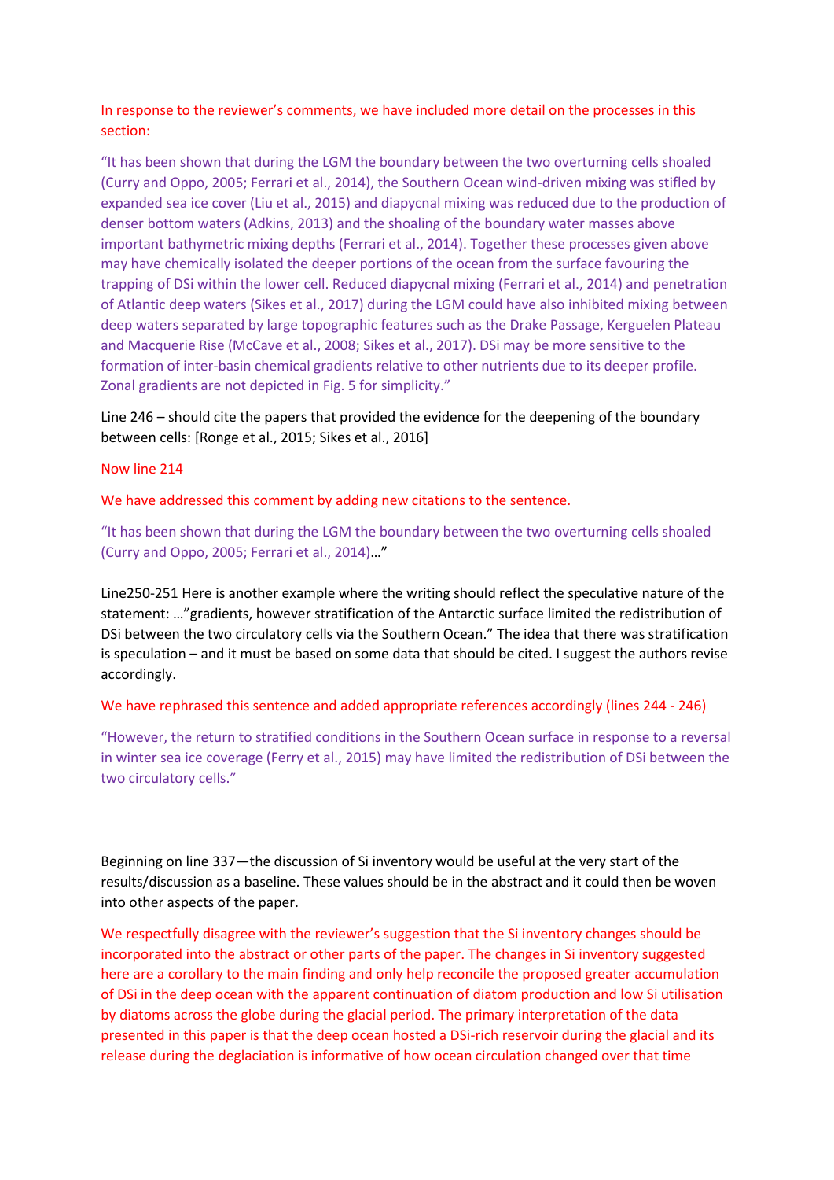In response to the reviewer's comments, we have included more detail on the processes in this section:

"It has been shown that during the LGM the boundary between the two overturning cells shoaled (Curry and Oppo, 2005; Ferrari et al., 2014), the Southern Ocean wind-driven mixing was stifled by expanded sea ice cover (Liu et al., 2015) and diapycnal mixing was reduced due to the production of denser bottom waters (Adkins, 2013) and the shoaling of the boundary water masses above important bathymetric mixing depths (Ferrari et al., 2014). Together these processes given above may have chemically isolated the deeper portions of the ocean from the surface favouring the trapping of DSi within the lower cell. Reduced diapycnal mixing (Ferrari et al., 2014) and penetration of Atlantic deep waters (Sikes et al., 2017) during the LGM could have also inhibited mixing between deep waters separated by large topographic features such as the Drake Passage, Kerguelen Plateau and Macquerie Rise (McCave et al., 2008; Sikes et al., 2017). DSi may be more sensitive to the formation of inter-basin chemical gradients relative to other nutrients due to its deeper profile. Zonal gradients are not depicted in Fig. 5 for simplicity."

Line 246 – should cite the papers that provided the evidence for the deepening of the boundary between cells: [Ronge et al., 2015; Sikes et al., 2016]

Now line 214

We have addressed this comment by adding new citations to the sentence.

"It has been shown that during the LGM the boundary between the two overturning cells shoaled (Curry and Oppo, 2005; Ferrari et al., 2014)…"

Line250-251 Here is another example where the writing should reflect the speculative nature of the statement: …"gradients, however stratification of the Antarctic surface limited the redistribution of DSi between the two circulatory cells via the Southern Ocean." The idea that there was stratification is speculation – and it must be based on some data that should be cited. I suggest the authors revise accordingly.

We have rephrased this sentence and added appropriate references accordingly (lines 244 - 246)

"However, the return to stratified conditions in the Southern Ocean surface in response to a reversal in winter sea ice coverage (Ferry et al., 2015) may have limited the redistribution of DSi between the two circulatory cells."

Beginning on line 337—the discussion of Si inventory would be useful at the very start of the results/discussion as a baseline. These values should be in the abstract and it could then be woven into other aspects of the paper.

We respectfully disagree with the reviewer's suggestion that the Si inventory changes should be incorporated into the abstract or other parts of the paper. The changes in Si inventory suggested here are a corollary to the main finding and only help reconcile the proposed greater accumulation of DSi in the deep ocean with the apparent continuation of diatom production and low Si utilisation by diatoms across the globe during the glacial period. The primary interpretation of the data presented in this paper is that the deep ocean hosted a DSi-rich reservoir during the glacial and its release during the deglaciation is informative of how ocean circulation changed over that time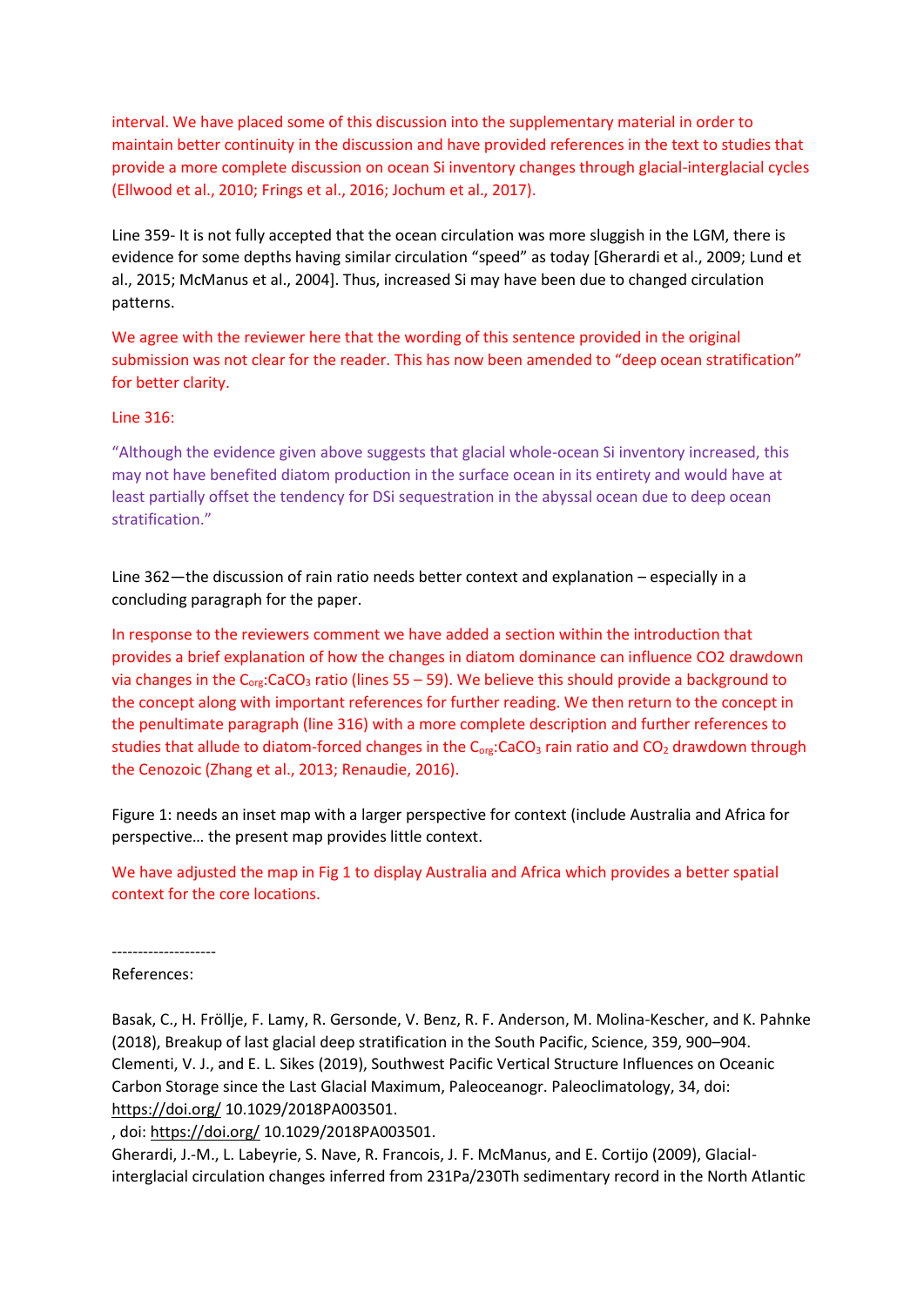interval. We have placed some of this discussion into the supplementary material in order to maintain better continuity in the discussion and have provided references in the text to studies that provide a more complete discussion on ocean Si inventory changes through glacial-interglacial cycles (Ellwood et al., 2010; Frings et al., 2016; Jochum et al., 2017).

Line 359- It is not fully accepted that the ocean circulation was more sluggish in the LGM, there is evidence for some depths having similar circulation "speed" as today [Gherardi et al., 2009; Lund et al., 2015; McManus et al., 2004]. Thus, increased Si may have been due to changed circulation patterns.

We agree with the reviewer here that the wording of this sentence provided in the original submission was not clear for the reader. This has now been amended to "deep ocean stratification" for better clarity.

Line 316:

"Although the evidence given above suggests that glacial whole-ocean Si inventory increased, this may not have benefited diatom production in the surface ocean in its entirety and would have at least partially offset the tendency for DSi sequestration in the abyssal ocean due to deep ocean stratification."

Line 362—the discussion of rain ratio needs better context and explanation – especially in a concluding paragraph for the paper.

In response to the reviewers comment we have added a section within the introduction that provides a brief explanation of how the changes in diatom dominance can influence CO2 drawdown via changes in the $C_{org}$:$CaCO_3$ ratio (lines 55 – 59). We believe this should provide a background to the concept along with important references for further reading. We then return to the concept in the penultimate paragraph (line 316) with a more complete description and further references to studies that allude to diatom-forced changes in the $C_{org}$:$CaCO_3$ rain ratio and $CO_2$ drawdown through the Cenozoic (Zhang et al., 2013; Renaudie, 2016).

Figure 1: needs an inset map with a larger perspective for context (include Australia and Africa for perspective… the present map provides little context.

We have adjusted the map in Fig 1 to display Australia and Africa which provides a better spatial context for the core locations.

--------------------
References:

Basak, C., H. Fröllje, F. Lamy, R. Gersonde, V. Benz, R. F. Anderson, M. Molina-Kescher, and K. Pahnke (2018), Breakup of last glacial deep stratification in the South Pacific, Science, 359, 900–904.
Clementi, V. J., and E. L. Sikes (2019), Southwest Pacific Vertical Structure Influences on Oceanic Carbon Storage since the Last Glacial Maximum, Paleoceanogr. Paleoclimatology, 34, doi: https://doi.org/ 10.1029/2018PA003501.
, doi: https://doi.org/ 10.1029/2018PA003501.
Gherardi, J.-M., L. Labeyrie, S. Nave, R. Francois, J. F. McManus, and E. Cortijo (2009), Glacial-interglacial circulation changes inferred from 231Pa/230Th sedimentary record in the North Atlantic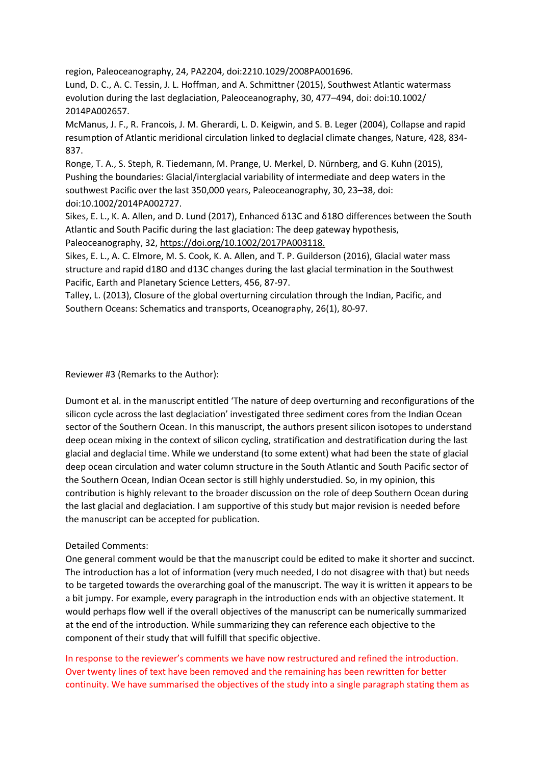region, Paleoceanography, 24, PA2204, doi:2210.1029/2008PA001696.

Lund, D. C., A. C. Tessin, J. L. Hoffman, and A. Schmittner (2015), Southwest Atlantic watermass evolution during the last deglaciation, Paleoceanography, 30, 477–494, doi: doi:10.1002/2014PA002657.

McManus, J. F., R. Francois, J. M. Gherardi, L. D. Keigwin, and S. B. Leger (2004), Collapse and rapid resumption of Atlantic meridional circulation linked to deglacial climate changes, Nature, 428, 834-837.

Ronge, T. A., S. Steph, R. Tiedemann, M. Prange, U. Merkel, D. Nürnberg, and G. Kuhn (2015), Pushing the boundaries: Glacial/interglacial variability of intermediate and deep waters in the southwest Pacific over the last 350,000 years, Paleoceanography, 30, 23–38, doi: doi:10.1002/2014PA002727.

Sikes, E. L., K. A. Allen, and D. Lund (2017), Enhanced δ13C and δ18O differences between the South Atlantic and South Pacific during the last glaciation: The deep gateway hypothesis, Paleoceanography, 32, https://doi.org/10.1002/2017PA003118.

Sikes, E. L., A. C. Elmore, M. S. Cook, K. A. Allen, and T. P. Guilderson (2016), Glacial water mass structure and rapid d18O and d13C changes during the last glacial termination in the Southwest Pacific, Earth and Planetary Science Letters, 456, 87-97.

Talley, L. (2013), Closure of the global overturning circulation through the Indian, Pacific, and Southern Oceans: Schematics and transports, Oceanography, 26(1), 80-97.

Reviewer #3 (Remarks to the Author):

Dumont et al. in the manuscript entitled 'The nature of deep overturning and reconfigurations of the silicon cycle across the last deglaciation' investigated three sediment cores from the Indian Ocean sector of the Southern Ocean. In this manuscript, the authors present silicon isotopes to understand deep ocean mixing in the context of silicon cycling, stratification and destratification during the last glacial and deglacial time. While we understand (to some extent) what had been the state of glacial deep ocean circulation and water column structure in the South Atlantic and South Pacific sector of the Southern Ocean, Indian Ocean sector is still highly understudied. So, in my opinion, this contribution is highly relevant to the broader discussion on the role of deep Southern Ocean during the last glacial and deglaciation. I am supportive of this study but major revision is needed before the manuscript can be accepted for publication.

Detailed Comments:

One general comment would be that the manuscript could be edited to make it shorter and succinct. The introduction has a lot of information (very much needed, I do not disagree with that) but needs to be targeted towards the overarching goal of the manuscript. The way it is written it appears to be a bit jumpy. For example, every paragraph in the introduction ends with an objective statement. It would perhaps flow well if the overall objectives of the manuscript can be numerically summarized at the end of the introduction. While summarizing they can reference each objective to the component of their study that will fulfill that specific objective.

In response to the reviewer's comments we have now restructured and refined the introduction. Over twenty lines of text have been removed and the remaining has been rewritten for better continuity. We have summarised the objectives of the study into a single paragraph stating them as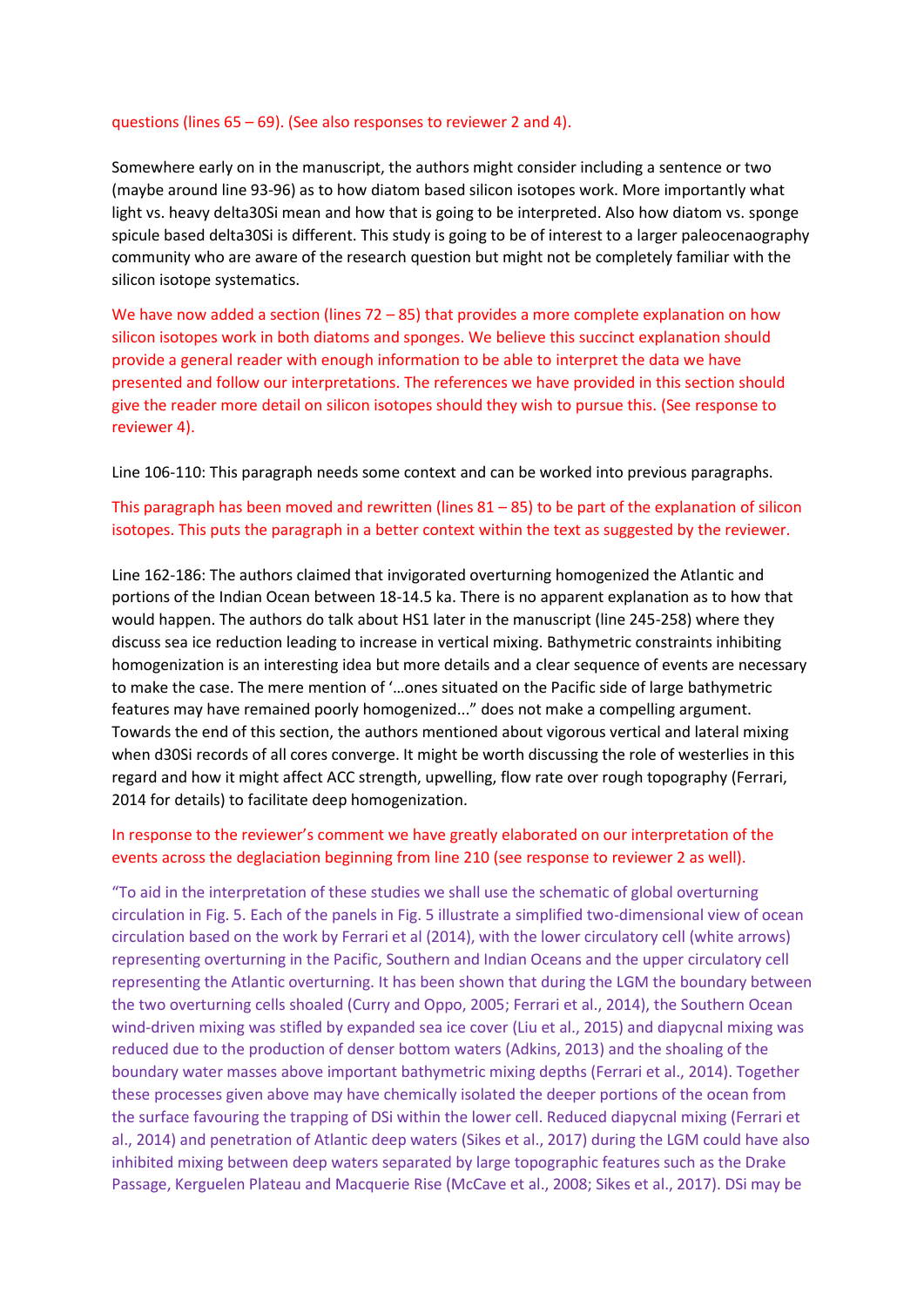questions (lines 65 – 69). (See also responses to reviewer 2 and 4).

Somewhere early on in the manuscript, the authors might consider including a sentence or two (maybe around line 93-96) as to how diatom based silicon isotopes work. More importantly what light vs. heavy delta30Si mean and how that is going to be interpreted. Also how diatom vs. sponge spicule based delta30Si is different. This study is going to be of interest to a larger paleocenaography community who are aware of the research question but might not be completely familiar with the silicon isotope systematics.

We have now added a section (lines 72 – 85) that provides a more complete explanation on how silicon isotopes work in both diatoms and sponges. We believe this succinct explanation should provide a general reader with enough information to be able to interpret the data we have presented and follow our interpretations. The references we have provided in this section should give the reader more detail on silicon isotopes should they wish to pursue this. (See response to reviewer 4).

Line 106-110: This paragraph needs some context and can be worked into previous paragraphs.

This paragraph has been moved and rewritten (lines 81 – 85) to be part of the explanation of silicon isotopes. This puts the paragraph in a better context within the text as suggested by the reviewer.

Line 162-186: The authors claimed that invigorated overturning homogenized the Atlantic and portions of the Indian Ocean between 18-14.5 ka. There is no apparent explanation as to how that would happen. The authors do talk about HS1 later in the manuscript (line 245-258) where they discuss sea ice reduction leading to increase in vertical mixing. Bathymetric constraints inhibiting homogenization is an interesting idea but more details and a clear sequence of events are necessary to make the case. The mere mention of '…ones situated on the Pacific side of large bathymetric features may have remained poorly homogenized...' does not make a compelling argument. Towards the end of this section, the authors mentioned about vigorous vertical and lateral mixing when d30Si records of all cores converge. It might be worth discussing the role of westerlies in this regard and how it might affect ACC strength, upwelling, flow rate over rough topography (Ferrari, 2014 for details) to facilitate deep homogenization.

In response to the reviewer's comment we have greatly elaborated on our interpretation of the events across the deglaciation beginning from line 210 (see response to reviewer 2 as well).

"To aid in the interpretation of these studies we shall use the schematic of global overturning circulation in Fig. 5. Each of the panels in Fig. 5 illustrate a simplified two-dimensional view of ocean circulation based on the work by Ferrari et al (2014), with the lower circulatory cell (white arrows) representing overturning in the Pacific, Southern and Indian Oceans and the upper circulatory cell representing the Atlantic overturning. It has been shown that during the LGM the boundary between the two overturning cells shoaled (Curry and Oppo, 2005; Ferrari et al., 2014), the Southern Ocean wind-driven mixing was stifled by expanded sea ice cover (Liu et al., 2015) and diapycnal mixing was reduced due to the production of denser bottom waters (Adkins, 2013) and the shoaling of the boundary water masses above important bathymetric mixing depths (Ferrari et al., 2014). Together these processes given above may have chemically isolated the deeper portions of the ocean from the surface favouring the trapping of DSi within the lower cell. Reduced diapycnal mixing (Ferrari et al., 2014) and penetration of Atlantic deep waters (Sikes et al., 2017) during the LGM could have also inhibited mixing between deep waters separated by large topographic features such as the Drake Passage, Kerguelen Plateau and Macquerie Rise (McCave et al., 2008; Sikes et al., 2017). DSi may be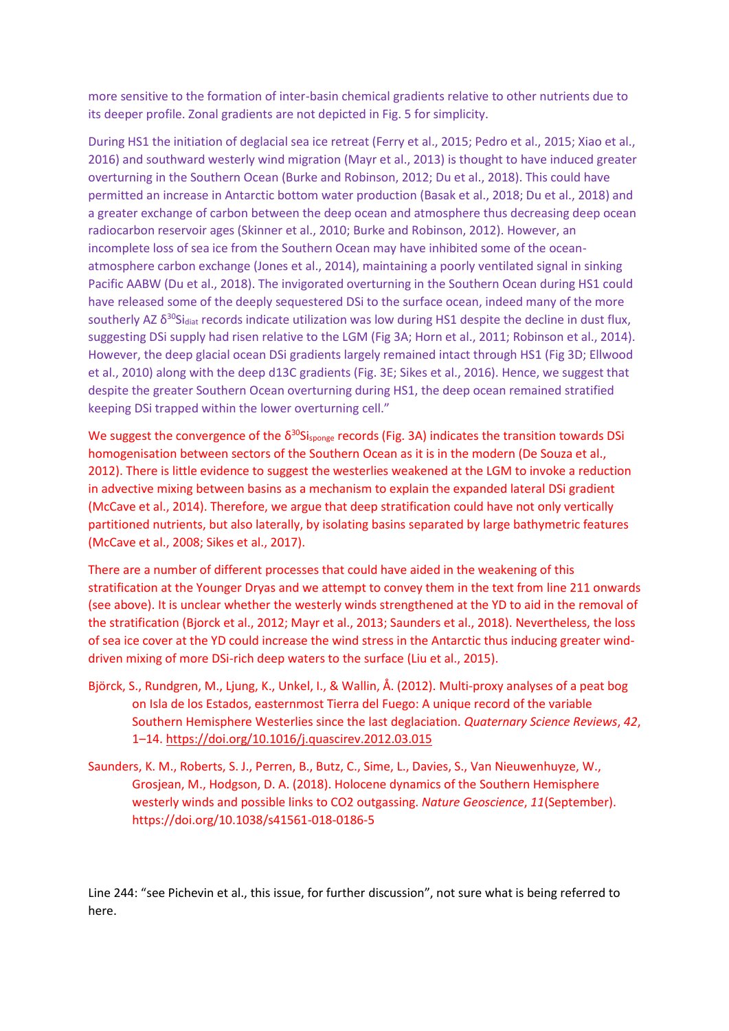more sensitive to the formation of inter-basin chemical gradients relative to other nutrients due to its deeper profile. Zonal gradients are not depicted in Fig. 5 for simplicity.

During HS1 the initiation of deglacial sea ice retreat (Ferry et al., 2015; Pedro et al., 2015; Xiao et al., 2016) and southward westerly wind migration (Mayr et al., 2013) is thought to have induced greater overturning in the Southern Ocean (Burke and Robinson, 2012; Du et al., 2018). This could have permitted an increase in Antarctic bottom water production (Basak et al., 2018; Du et al., 2018) and a greater exchange of carbon between the deep ocean and atmosphere thus decreasing deep ocean radiocarbon reservoir ages (Skinner et al., 2010; Burke and Robinson, 2012). However, an incomplete loss of sea ice from the Southern Ocean may have inhibited some of the ocean-atmosphere carbon exchange (Jones et al., 2014), maintaining a poorly ventilated signal in sinking Pacific AABW (Du et al., 2018). The invigorated overturning in the Southern Ocean during HS1 could have released some of the deeply sequestered DSi to the surface ocean, indeed many of the more southerly AZ $\delta^{30}Si_{diat}$ records indicate utilization was low during HS1 despite the decline in dust flux, suggesting DSi supply had risen relative to the LGM (Fig 3A; Horn et al., 2011; Robinson et al., 2014). However, the deep glacial ocean DSi gradients largely remained intact through HS1 (Fig 3D; Ellwood et al., 2010) along with the deep d13C gradients (Fig. 3E; Sikes et al., 2016). Hence, we suggest that despite the greater Southern Ocean overturning during HS1, the deep ocean remained stratified keeping DSi trapped within the lower overturning cell."

We suggest the convergence of the $\delta^{30}Si_{sponge}$ records (Fig. 3A) indicates the transition towards DSi homogenisation between sectors of the Southern Ocean as it is in the modern (De Souza et al., 2012). There is little evidence to suggest the westerlies weakened at the LGM to invoke a reduction in advective mixing between basins as a mechanism to explain the expanded lateral DSi gradient (McCave et al., 2014). Therefore, we argue that deep stratification could have not only vertically partitioned nutrients, but also laterally, by isolating basins separated by large bathymetric features (McCave et al., 2008; Sikes et al., 2017).

There are a number of different processes that could have aided in the weakening of this stratification at the Younger Dryas and we attempt to convey them in the text from line 211 onwards (see above). It is unclear whether the westerly winds strengthened at the YD to aid in the removal of the stratification (Bjorck et al., 2012; Mayr et al., 2013; Saunders et al., 2018). Nevertheless, the loss of sea ice cover at the YD could increase the wind stress in the Antarctic thus inducing greater wind-driven mixing of more DSi-rich deep waters to the surface (Liu et al., 2015).

Björck, S., Rundgren, M., Ljung, K., Unkel, I., & Wallin, Å. (2012). Multi-proxy analyses of a peat bog on Isla de los Estados, easternmost Tierra del Fuego: A unique record of the variable Southern Hemisphere Westerlies since the last deglaciation. *Quaternary Science Reviews*, *42*, 1–14. https://doi.org/10.1016/j.quascirev.2012.03.015

Saunders, K. M., Roberts, S. J., Perren, B., Butz, C., Sime, L., Davies, S., Van Nieuwenhuyze, W., Grosjean, M., Hodgson, D. A. (2018). Holocene dynamics of the Southern Hemisphere westerly winds and possible links to CO2 outgassing. *Nature Geoscience*, *11*(September). https://doi.org/10.1038/s41561-018-0186-5

Line 244: "see Pichevin et al., this issue, for further discussion", not sure what is being referred to here.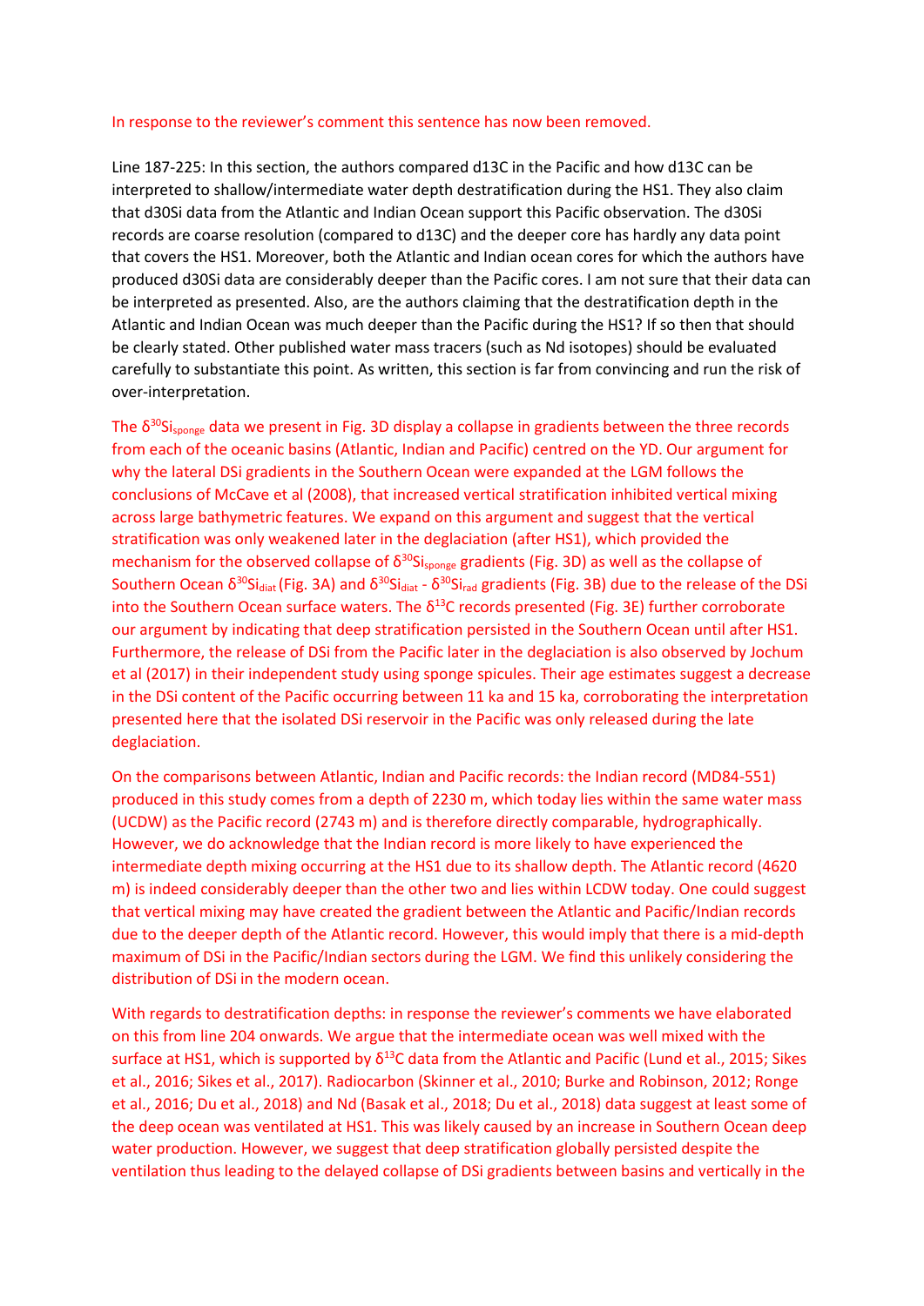In response to the reviewer's comment this sentence has now been removed.

Line 187-225: In this section, the authors compared d13C in the Pacific and how d13C can be interpreted to shallow/intermediate water depth destratification during the HS1. They also claim that d30Si data from the Atlantic and Indian Ocean support this Pacific observation. The d30Si records are coarse resolution (compared to d13C) and the deeper core has hardly any data point that covers the HS1. Moreover, both the Atlantic and Indian ocean cores for which the authors have produced d30Si data are considerably deeper than the Pacific cores. I am not sure that their data can be interpreted as presented. Also, are the authors claiming that the destratification depth in the Atlantic and Indian Ocean was much deeper than the Pacific during the HS1? If so then that should be clearly stated. Other published water mass tracers (such as Nd isotopes) should be evaluated carefully to substantiate this point. As written, this section is far from convincing and run the risk of over-interpretation.

The $\delta^{30}Si_{sponge}$ data we present in Fig. 3D display a collapse in gradients between the three records from each of the oceanic basins (Atlantic, Indian and Pacific) centred on the YD. Our argument for why the lateral DSi gradients in the Southern Ocean were expanded at the LGM follows the conclusions of McCave et al (2008), that increased vertical stratification inhibited vertical mixing across large bathymetric features. We expand on this argument and suggest that the vertical stratification was only weakened later in the deglaciation (after HS1), which provided the mechanism for the observed collapse of $\delta^{30}Si_{sponge}$ gradients (Fig. 3D) as well as the collapse of Southern Ocean $\delta^{30}Si_{diat}$ (Fig. 3A) and $\delta^{30}Si_{diat}$ - $\delta^{30}Si_{rad}$ gradients (Fig. 3B) due to the release of the DSi into the Southern Ocean surface waters. The $\delta^{13}C$ records presented (Fig. 3E) further corroborate our argument by indicating that deep stratification persisted in the Southern Ocean until after HS1. Furthermore, the release of DSi from the Pacific later in the deglaciation is also observed by Jochum et al (2017) in their independent study using sponge spicules. Their age estimates suggest a decrease in the DSi content of the Pacific occurring between 11 ka and 15 ka, corroborating the interpretation presented here that the isolated DSi reservoir in the Pacific was only released during the late deglaciation.

On the comparisons between Atlantic, Indian and Pacific records: the Indian record (MD84-551) produced in this study comes from a depth of 2230 m, which today lies within the same water mass (UCDW) as the Pacific record (2743 m) and is therefore directly comparable, hydrographically. However, we do acknowledge that the Indian record is more likely to have experienced the intermediate depth mixing occurring at the HS1 due to its shallow depth. The Atlantic record (4620 m) is indeed considerably deeper than the other two and lies within LCDW today. One could suggest that vertical mixing may have created the gradient between the Atlantic and Pacific/Indian records due to the deeper depth of the Atlantic record. However, this would imply that there is a mid-depth maximum of DSi in the Pacific/Indian sectors during the LGM. We find this unlikely considering the distribution of DSi in the modern ocean.

With regards to destratification depths: in response the reviewer's comments we have elaborated on this from line 204 onwards. We argue that the intermediate ocean was well mixed with the surface at HS1, which is supported by $\delta^{13}C$ data from the Atlantic and Pacific (Lund et al., 2015; Sikes et al., 2016; Sikes et al., 2017). Radiocarbon (Skinner et al., 2010; Burke and Robinson, 2012; Ronge et al., 2016; Du et al., 2018) and Nd (Basak et al., 2018; Du et al., 2018) data suggest at least some of the deep ocean was ventilated at HS1. This was likely caused by an increase in Southern Ocean deep water production. However, we suggest that deep stratification globally persisted despite the ventilation thus leading to the delayed collapse of DSi gradients between basins and vertically in the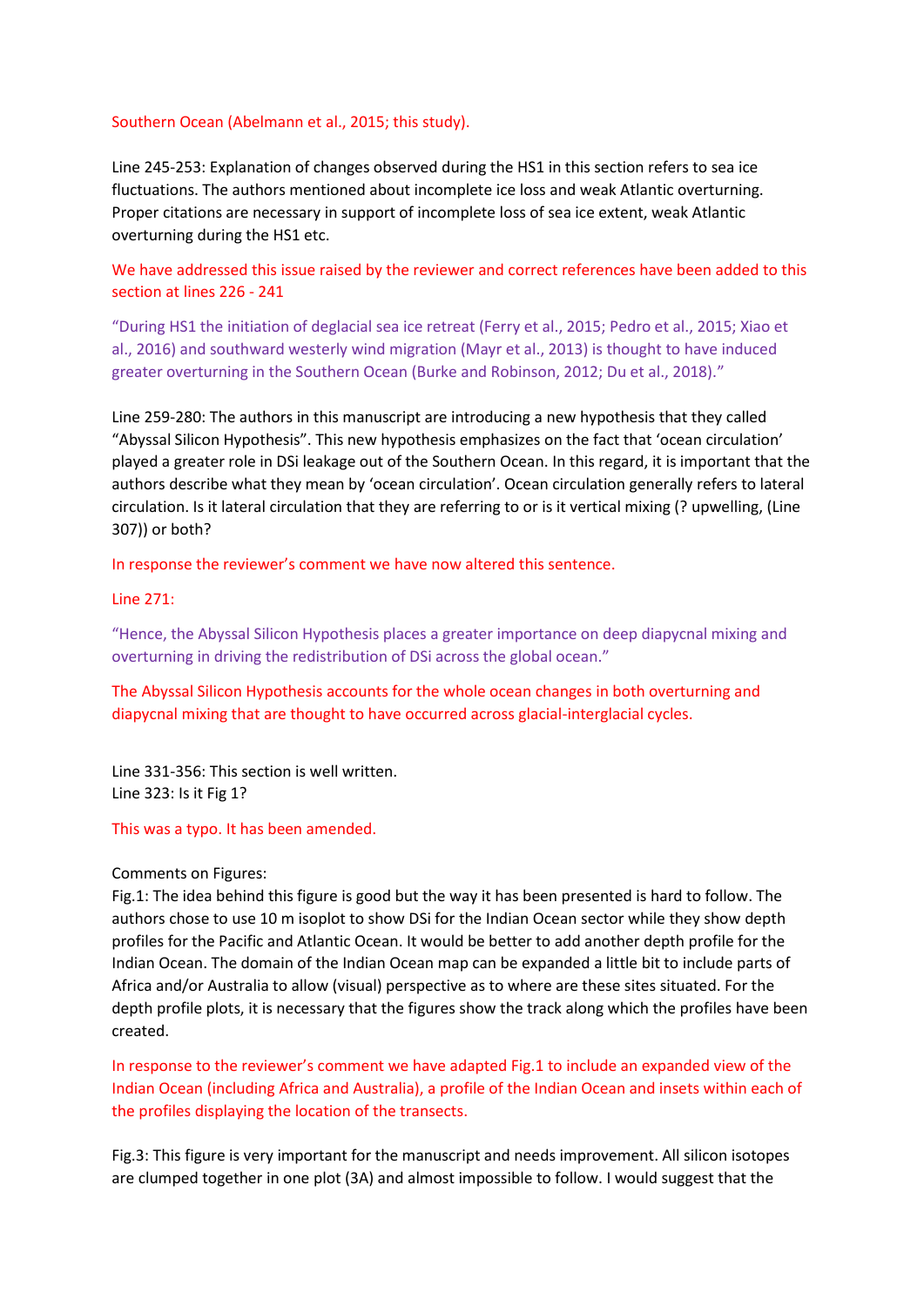Southern Ocean (Abelmann et al., 2015; this study).

Line 245-253: Explanation of changes observed during the HS1 in this section refers to sea ice fluctuations. The authors mentioned about incomplete ice loss and weak Atlantic overturning. Proper citations are necessary in support of incomplete loss of sea ice extent, weak Atlantic overturning during the HS1 etc.

We have addressed this issue raised by the reviewer and correct references have been added to this section at lines 226 - 241

"During HS1 the initiation of deglacial sea ice retreat (Ferry et al., 2015; Pedro et al., 2015; Xiao et al., 2016) and southward westerly wind migration (Mayr et al., 2013) is thought to have induced greater overturning in the Southern Ocean (Burke and Robinson, 2012; Du et al., 2018)."

Line 259-280: The authors in this manuscript are introducing a new hypothesis that they called "Abyssal Silicon Hypothesis". This new hypothesis emphasizes on the fact that 'ocean circulation' played a greater role in DSi leakage out of the Southern Ocean. In this regard, it is important that the authors describe what they mean by 'ocean circulation'. Ocean circulation generally refers to lateral circulation. Is it lateral circulation that they are referring to or is it vertical mixing (? upwelling, (Line 307)) or both?

In response the reviewer's comment we have now altered this sentence.

Line 271:

"Hence, the Abyssal Silicon Hypothesis places a greater importance on deep diapycnal mixing and overturning in driving the redistribution of DSi across the global ocean."

The Abyssal Silicon Hypothesis accounts for the whole ocean changes in both overturning and diapycnal mixing that are thought to have occurred across glacial-interglacial cycles.

Line 331-356: This section is well written.
Line 323: Is it Fig 1?

This was a typo. It has been amended.

Comments on Figures:
Fig.1: The idea behind this figure is good but the way it has been presented is hard to follow. The authors chose to use 10 m isoplot to show DSi for the Indian Ocean sector while they show depth profiles for the Pacific and Atlantic Ocean. It would be better to add another depth profile for the Indian Ocean. The domain of the Indian Ocean map can be expanded a little bit to include parts of Africa and/or Australia to allow (visual) perspective as to where are these sites situated. For the depth profile plots, it is necessary that the figures show the track along which the profiles have been created.

In response to the reviewer's comment we have adapted Fig.1 to include an expanded view of the Indian Ocean (including Africa and Australia), a profile of the Indian Ocean and insets within each of the profiles displaying the location of the transects.

Fig.3: This figure is very important for the manuscript and needs improvement. All silicon isotopes are clumped together in one plot (3A) and almost impossible to follow. I would suggest that the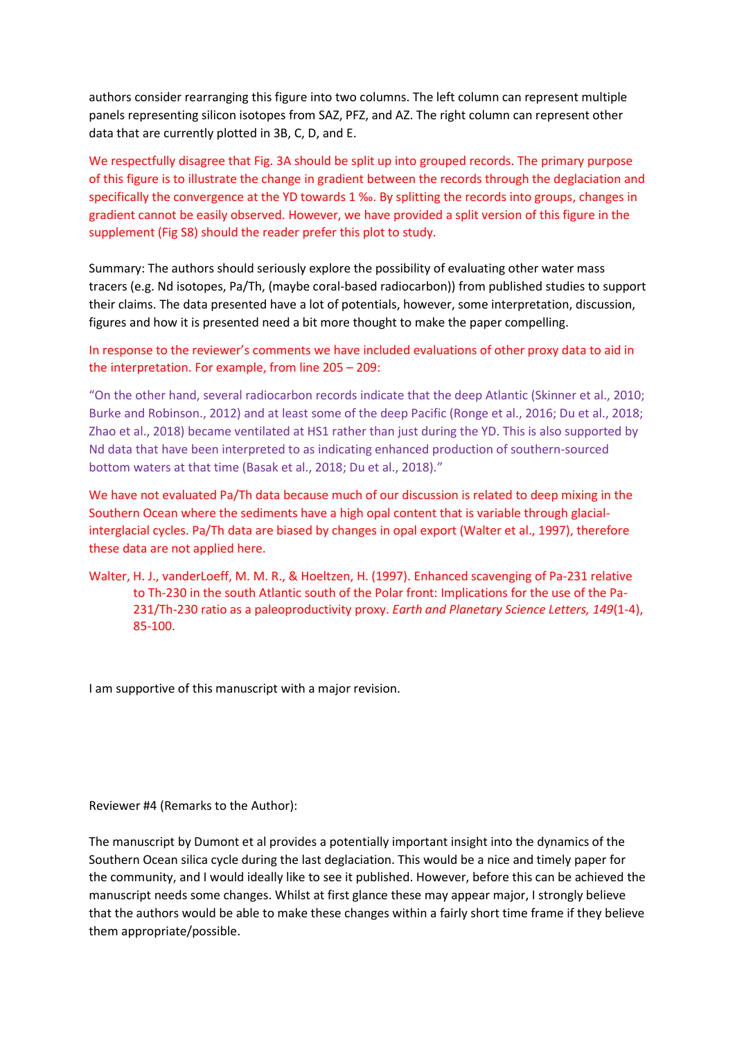authors consider rearranging this figure into two columns. The left column can represent multiple panels representing silicon isotopes from SAZ, PFZ, and AZ. The right column can represent other data that are currently plotted in 3B, C, D, and E.

We respectfully disagree that Fig. 3A should be split up into grouped records. The primary purpose of this figure is to illustrate the change in gradient between the records through the deglaciation and specifically the convergence at the YD towards 1 ‰. By splitting the records into groups, changes in gradient cannot be easily observed. However, we have provided a split version of this figure in the supplement (Fig S8) should the reader prefer this plot to study.

Summary: The authors should seriously explore the possibility of evaluating other water mass tracers (e.g. Nd isotopes, Pa/Th, (maybe coral-based radiocarbon)) from published studies to support their claims. The data presented have a lot of potentials, however, some interpretation, discussion, figures and how it is presented need a bit more thought to make the paper compelling.

In response to the reviewer's comments we have included evaluations of other proxy data to aid in the interpretation. For example, from line 205 – 209:

"On the other hand, several radiocarbon records indicate that the deep Atlantic (Skinner et al., 2010; Burke and Robinson., 2012) and at least some of the deep Pacific (Ronge et al., 2016; Du et al., 2018; Zhao et al., 2018) became ventilated at HS1 rather than just during the YD. This is also supported by Nd data that have been interpreted to as indicating enhanced production of southern-sourced bottom waters at that time (Basak et al., 2018; Du et al., 2018)."

We have not evaluated Pa/Th data because much of our discussion is related to deep mixing in the Southern Ocean where the sediments have a high opal content that is variable through glacial-interglacial cycles. Pa/Th data are biased by changes in opal export (Walter et al., 1997), therefore these data are not applied here.

Walter, H. J., vanderLoeff, M. M. R., & Hoeltzen, H. (1997). Enhanced scavenging of Pa-231 relative to Th-230 in the south Atlantic south of the Polar front: Implications for the use of the Pa-231/Th-230 ratio as a paleoproductivity proxy. *Earth and Planetary Science Letters, 149*(1-4), 85-100.

I am supportive of this manuscript with a major revision.

Reviewer #4 (Remarks to the Author):

The manuscript by Dumont et al provides a potentially important insight into the dynamics of the Southern Ocean silica cycle during the last deglaciation. This would be a nice and timely paper for the community, and I would ideally like to see it published. However, before this can be achieved the manuscript needs some changes. Whilst at first glance these may appear major, I strongly believe that the authors would be able to make these changes within a fairly short time frame if they believe them appropriate/possible.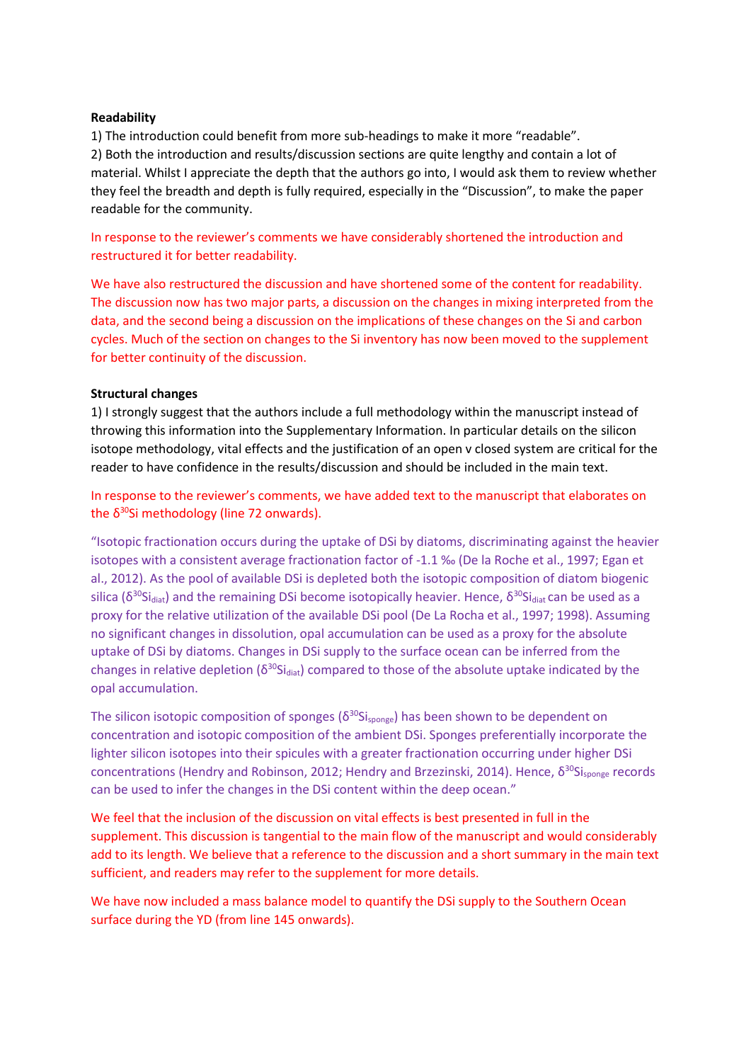**Readability**

1) The introduction could benefit from more sub-headings to make it more "readable".

2) Both the introduction and results/discussion sections are quite lengthy and contain a lot of material. Whilst I appreciate the depth that the authors go into, I would ask them to review whether they feel the breadth and depth is fully required, especially in the "Discussion", to make the paper readable for the community.

In response to the reviewer's comments we have considerably shortened the introduction and restructured it for better readability.

We have also restructured the discussion and have shortened some of the content for readability. The discussion now has two major parts, a discussion on the changes in mixing interpreted from the data, and the second being a discussion on the implications of these changes on the Si and carbon cycles. Much of the section on changes to the Si inventory has now been moved to the supplement for better continuity of the discussion.

**Structural changes**

1) I strongly suggest that the authors include a full methodology within the manuscript instead of throwing this information into the Supplementary Information. In particular details on the silicon isotope methodology, vital effects and the justification of an open v closed system are critical for the reader to have confidence in the results/discussion and should be included in the main text.

In response to the reviewer's comments, we have added text to the manuscript that elaborates on the $\delta^{30}$Si methodology (line 72 onwards).

"Isotopic fractionation occurs during the uptake of DSi by diatoms, discriminating against the heavier isotopes with a consistent average fractionation factor of -1.1 ‰ (De la Roche et al., 1997; Egan et al., 2012). As the pool of available DSi is depleted both the isotopic composition of diatom biogenic silica ($\delta^{30}Si_{diat}$) and the remaining DSi become isotopically heavier. Hence, $\delta^{30}Si_{diat}$ can be used as a proxy for the relative utilization of the available DSi pool (De La Rocha et al., 1997; 1998). Assuming no significant changes in dissolution, opal accumulation can be used as a proxy for the absolute uptake of DSi by diatoms. Changes in DSi supply to the surface ocean can be inferred from the changes in relative depletion ($\delta^{30}Si_{diat}$) compared to those of the absolute uptake indicated by the opal accumulation.

The silicon isotopic composition of sponges ($\delta^{30}Si_{sponge}$) has been shown to be dependent on concentration and isotopic composition of the ambient DSi. Sponges preferentially incorporate the lighter silicon isotopes into their spicules with a greater fractionation occurring under higher DSi concentrations (Hendry and Robinson, 2012; Hendry and Brzezinski, 2014). Hence, $\delta^{30}Si_{sponge}$ records can be used to infer the changes in the DSi content within the deep ocean."

We feel that the inclusion of the discussion on vital effects is best presented in full in the supplement. This discussion is tangential to the main flow of the manuscript and would considerably add to its length. We believe that a reference to the discussion and a short summary in the main text sufficient, and readers may refer to the supplement for more details.

We have now included a mass balance model to quantify the DSi supply to the Southern Ocean surface during the YD (from line 145 onwards).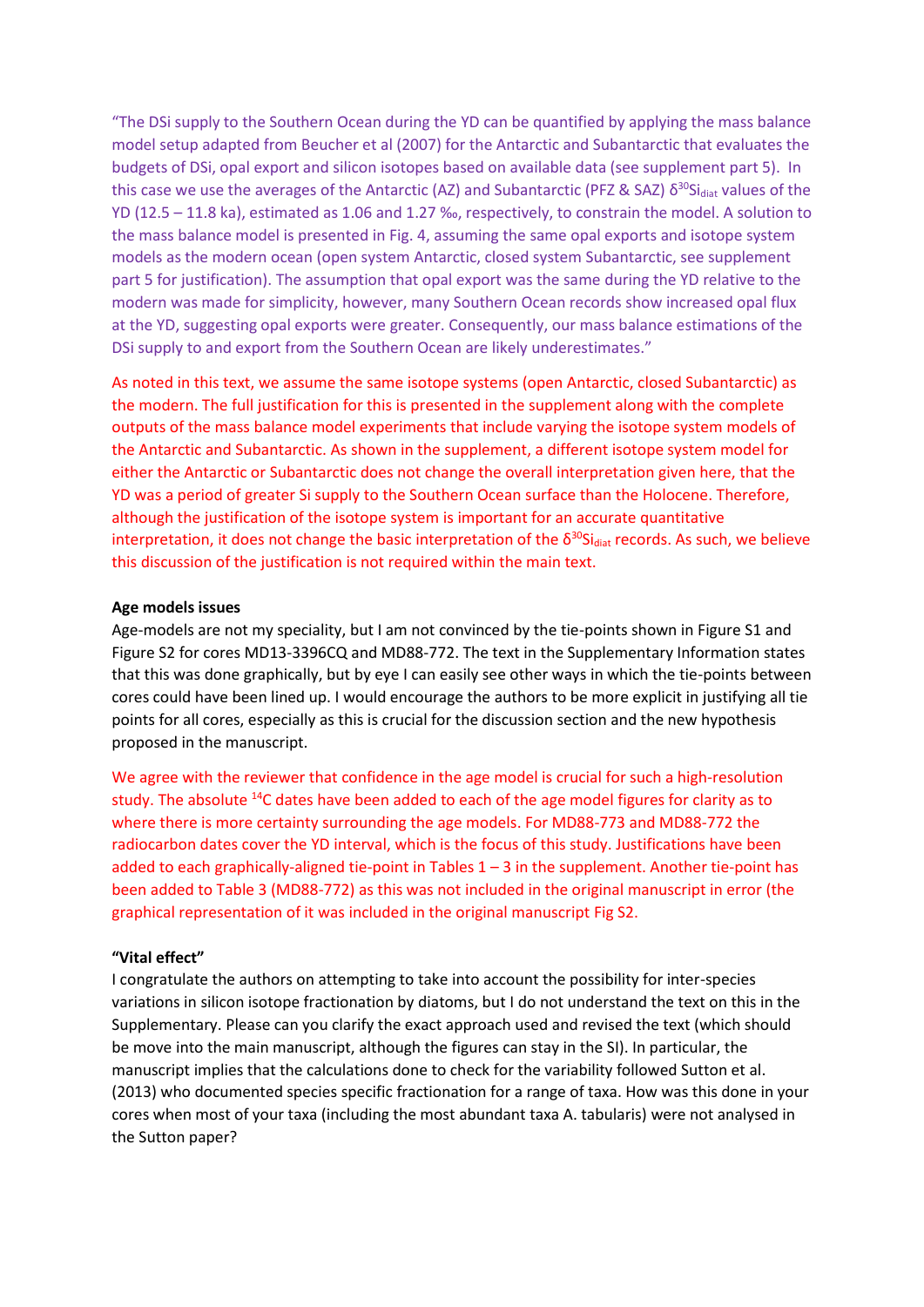"The DSi supply to the Southern Ocean during the YD can be quantified by applying the mass balance model setup adapted from Beucher et al (2007) for the Antarctic and Subantarctic that evaluates the budgets of DSi, opal export and silicon isotopes based on available data (see supplement part 5). In this case we use the averages of the Antarctic (AZ) and Subantarctic (PFZ & SAZ) $\delta^{30}Si_{diat}$ values of the YD (12.5 – 11.8 ka), estimated as 1.06 and 1.27 ‰, respectively, to constrain the model. A solution to the mass balance model is presented in Fig. 4, assuming the same opal exports and isotope system models as the modern ocean (open system Antarctic, closed system Subantarctic, see supplement part 5 for justification). The assumption that opal export was the same during the YD relative to the modern was made for simplicity, however, many Southern Ocean records show increased opal flux at the YD, suggesting opal exports were greater. Consequently, our mass balance estimations of the DSi supply to and export from the Southern Ocean are likely underestimates."

As noted in this text, we assume the same isotope systems (open Antarctic, closed Subantarctic) as the modern. The full justification for this is presented in the supplement along with the complete outputs of the mass balance model experiments that include varying the isotope system models of the Antarctic and Subantarctic. As shown in the supplement, a different isotope system model for either the Antarctic or Subantarctic does not change the overall interpretation given here, that the YD was a period of greater Si supply to the Southern Ocean surface than the Holocene. Therefore, although the justification of the isotope system is important for an accurate quantitative interpretation, it does not change the basic interpretation of the $\delta^{30}Si_{diat}$ records. As such, we believe this discussion of the justification is not required within the main text.

**Age models issues**

Age-models are not my speciality, but I am not convinced by the tie-points shown in Figure S1 and Figure S2 for cores MD13-3396CQ and MD88-772. The text in the Supplementary Information states that this was done graphically, but by eye I can easily see other ways in which the tie-points between cores could have been lined up. I would encourage the authors to be more explicit in justifying all tie points for all cores, especially as this is crucial for the discussion section and the new hypothesis proposed in the manuscript.

We agree with the reviewer that confidence in the age model is crucial for such a high-resolution study. The absolute $^{14}C$ dates have been added to each of the age model figures for clarity as to where there is more certainty surrounding the age models. For MD88-773 and MD88-772 the radiocarbon dates cover the YD interval, which is the focus of this study. Justifications have been added to each graphically-aligned tie-point in Tables 1 – 3 in the supplement. Another tie-point has been added to Table 3 (MD88-772) as this was not included in the original manuscript in error (the graphical representation of it was included in the original manuscript Fig S2.

**"Vital effect"**

I congratulate the authors on attempting to take into account the possibility for inter-species variations in silicon isotope fractionation by diatoms, but I do not understand the text on this in the Supplementary. Please can you clarify the exact approach used and revised the text (which should be move into the main manuscript, although the figures can stay in the SI). In particular, the manuscript implies that the calculations done to check for the variability followed Sutton et al. (2013) who documented species specific fractionation for a range of taxa. How was this done in your cores when most of your taxa (including the most abundant taxa A. tabularis) were not analysed in the Sutton paper?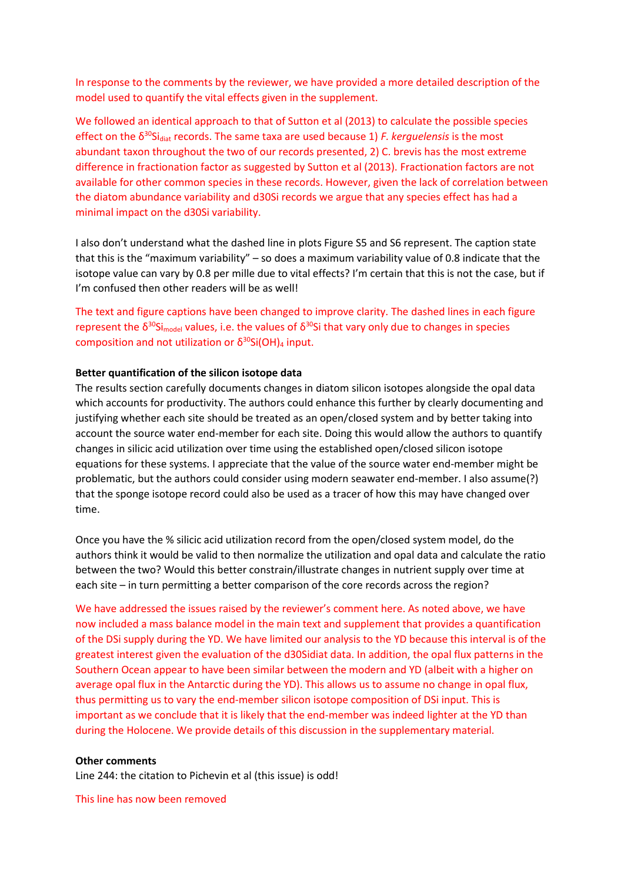In response to the comments by the reviewer, we have provided a more detailed description of the model used to quantify the vital effects given in the supplement.

We followed an identical approach to that of Sutton et al (2013) to calculate the possible species effect on the $\delta^{30}Si_{diat}$ records. The same taxa are used because 1) *F. kerguelensis* is the most abundant taxon throughout the two of our records presented, 2) C. brevis has the most extreme difference in fractionation factor as suggested by Sutton et al (2013). Fractionation factors are not available for other common species in these records. However, given the lack of correlation between the diatom abundance variability and d30Si records we argue that any species effect has had a minimal impact on the d30Si variability.

I also don't understand what the dashed line in plots Figure S5 and S6 represent. The caption state that this is the "maximum variability" – so does a maximum variability value of 0.8 indicate that the isotope value can vary by 0.8 per mille due to vital effects? I'm certain that this is not the case, but if I'm confused then other readers will be as well!

The text and figure captions have been changed to improve clarity. The dashed lines in each figure represent the $\delta^{30}Si_{model}$ values, i.e. the values of $\delta^{30}Si$ that vary only due to changes in species composition and not utilization or $\delta^{30}Si(OH)_4$ input.

**Better quantification of the silicon isotope data**

The results section carefully documents changes in diatom silicon isotopes alongside the opal data which accounts for productivity. The authors could enhance this further by clearly documenting and justifying whether each site should be treated as an open/closed system and by better taking into account the source water end-member for each site. Doing this would allow the authors to quantify changes in silicic acid utilization over time using the established open/closed silicon isotope equations for these systems. I appreciate that the value of the source water end-member might be problematic, but the authors could consider using modern seawater end-member. I also assume(?) that the sponge isotope record could also be used as a tracer of how this may have changed over time.

Once you have the % silicic acid utilization record from the open/closed system model, do the authors think it would be valid to then normalize the utilization and opal data and calculate the ratio between the two? Would this better constrain/illustrate changes in nutrient supply over time at each site – in turn permitting a better comparison of the core records across the region?

We have addressed the issues raised by the reviewer's comment here. As noted above, we have now included a mass balance model in the main text and supplement that provides a quantification of the DSi supply during the YD. We have limited our analysis to the YD because this interval is of the greatest interest given the evaluation of the d30Sidiat data. In addition, the opal flux patterns in the Southern Ocean appear to have been similar between the modern and YD (albeit with a higher on average opal flux in the Antarctic during the YD). This allows us to assume no change in opal flux, thus permitting us to vary the end-member silicon isotope composition of DSi input. This is important as we conclude that it is likely that the end-member was indeed lighter at the YD than during the Holocene. We provide details of this discussion in the supplementary material.

**Other comments**

Line 244: the citation to Pichevin et al (this issue) is odd!

This line has now been removed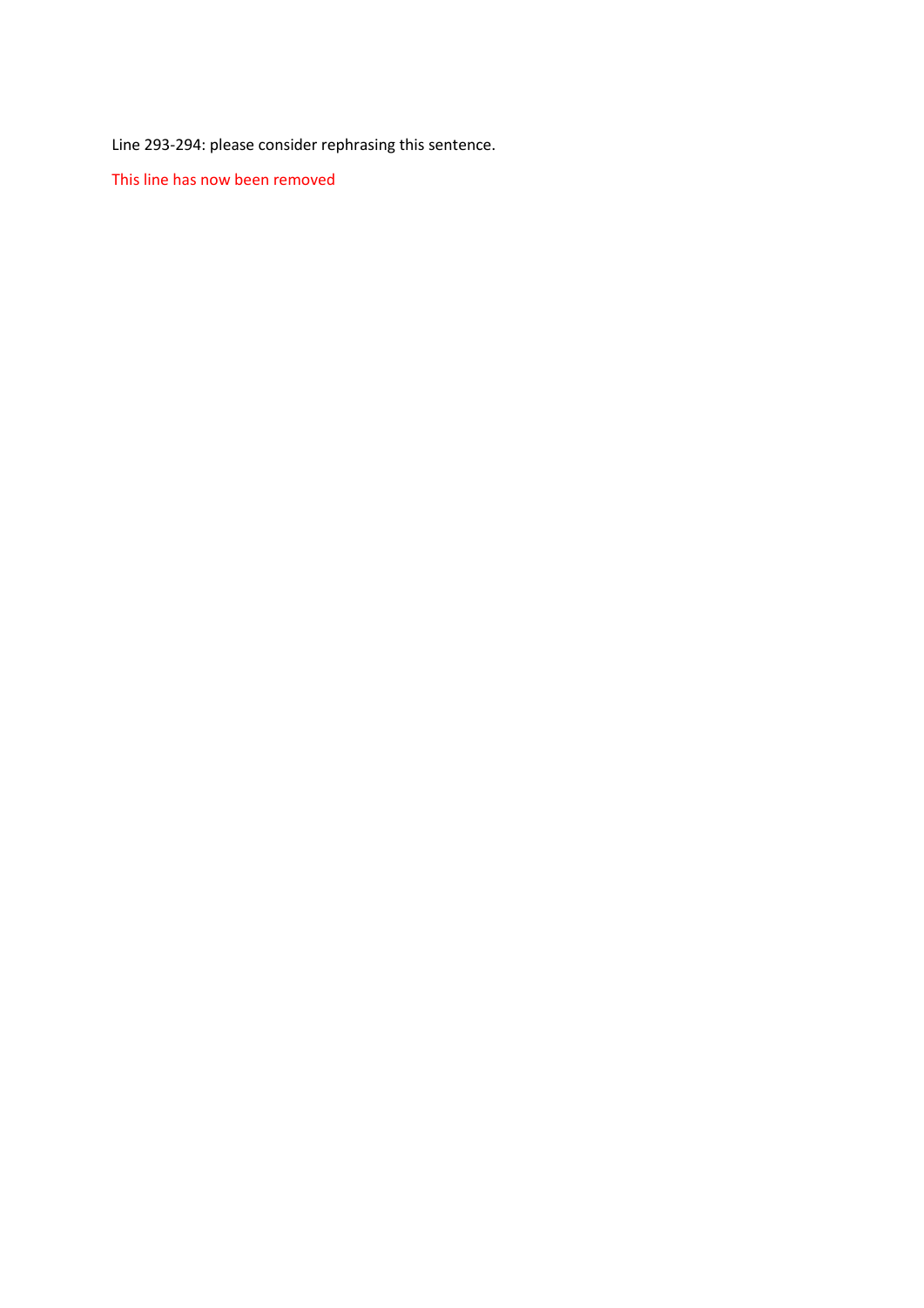Line 293-294: please consider rephrasing this sentence.

This line has now been removed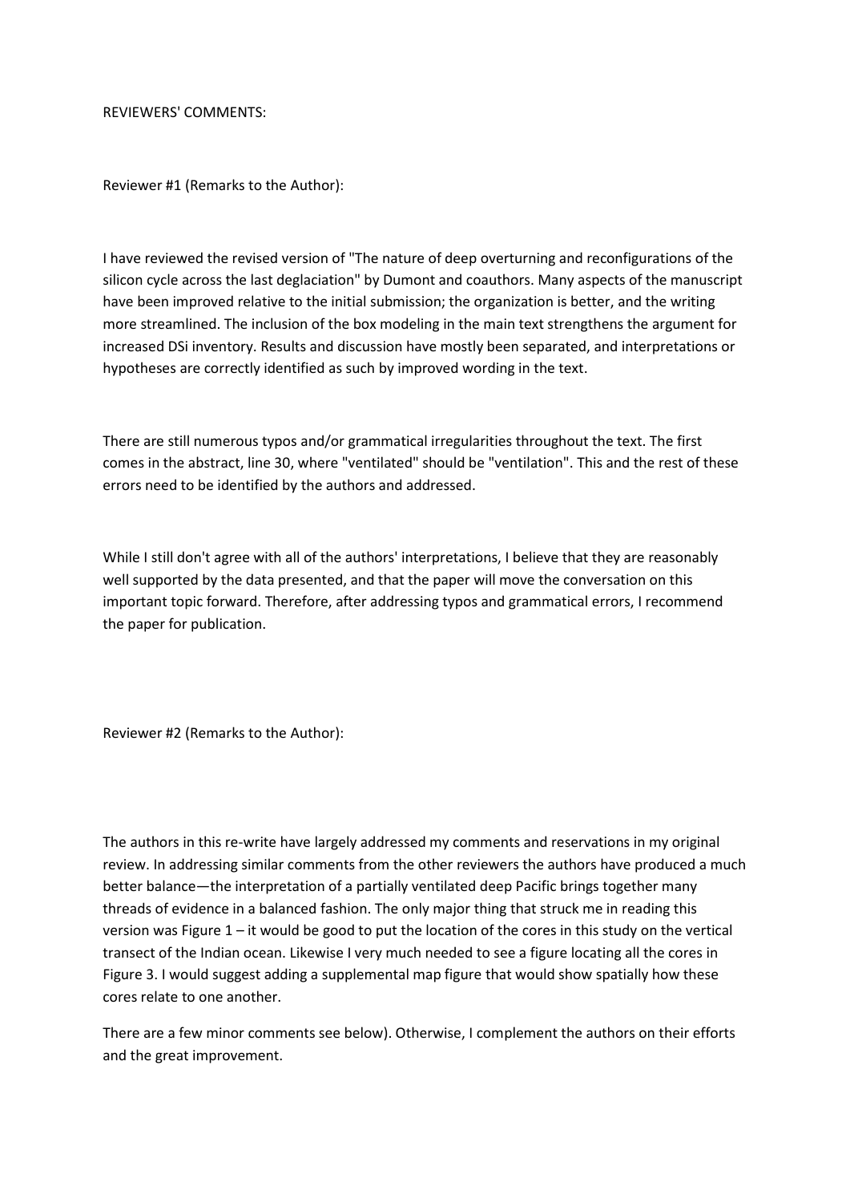REVIEWERS' COMMENTS:

Reviewer #1 (Remarks to the Author):

I have reviewed the revised version of "The nature of deep overturning and reconfigurations of the silicon cycle across the last deglaciation" by Dumont and coauthors. Many aspects of the manuscript have been improved relative to the initial submission; the organization is better, and the writing more streamlined. The inclusion of the box modeling in the main text strengthens the argument for increased DSi inventory. Results and discussion have mostly been separated, and interpretations or hypotheses are correctly identified as such by improved wording in the text.

There are still numerous typos and/or grammatical irregularities throughout the text. The first comes in the abstract, line 30, where "ventilated" should be "ventilation". This and the rest of these errors need to be identified by the authors and addressed.

While I still don't agree with all of the authors' interpretations, I believe that they are reasonably well supported by the data presented, and that the paper will move the conversation on this important topic forward. Therefore, after addressing typos and grammatical errors, I recommend the paper for publication.

Reviewer #2 (Remarks to the Author):

The authors in this re-write have largely addressed my comments and reservations in my original review. In addressing similar comments from the other reviewers the authors have produced a much better balance—the interpretation of a partially ventilated deep Pacific brings together many threads of evidence in a balanced fashion. The only major thing that struck me in reading this version was Figure 1 – it would be good to put the location of the cores in this study on the vertical transect of the Indian ocean. Likewise I very much needed to see a figure locating all the cores in Figure 3. I would suggest adding a supplemental map figure that would show spatially how these cores relate to one another.

There are a few minor comments see below). Otherwise, I complement the authors on their efforts and the great improvement.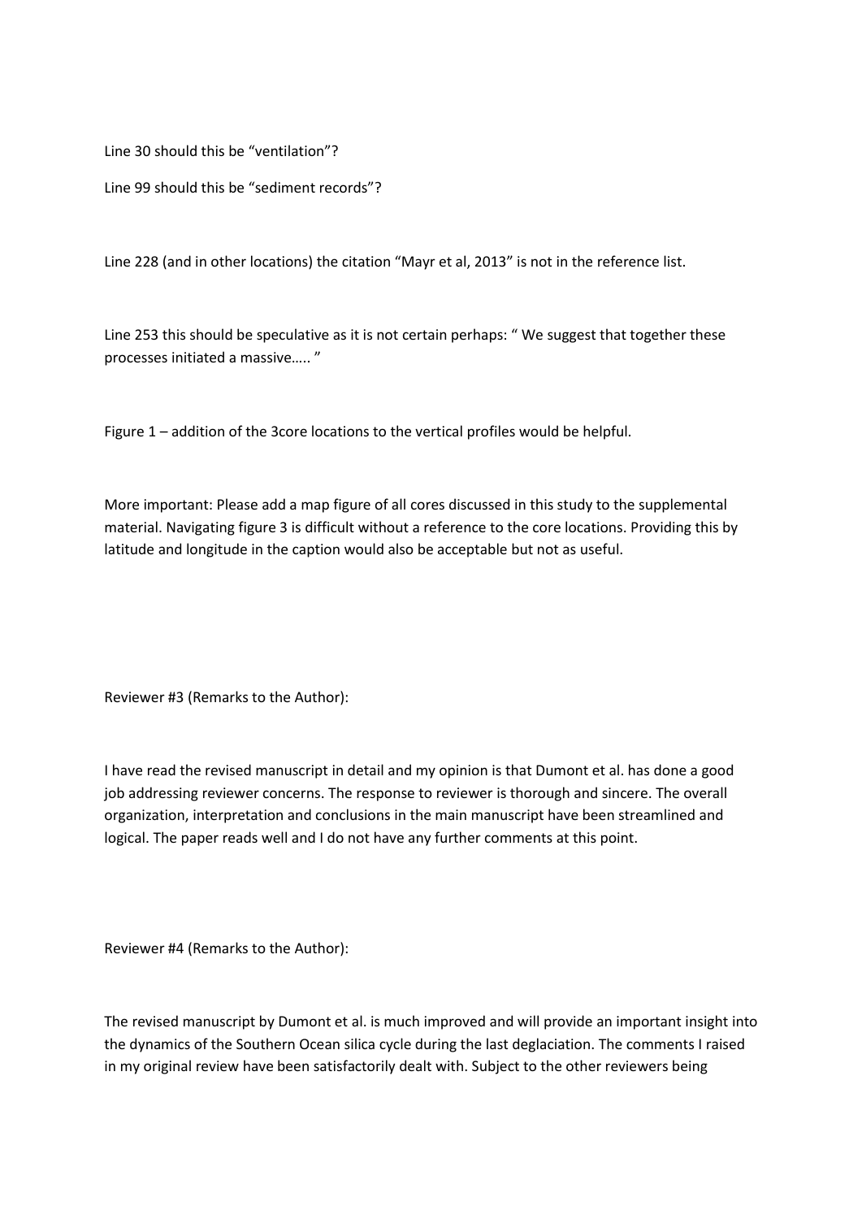Line 30 should this be "ventilation"?

Line 99 should this be "sediment records"?

Line 228 (and in other locations) the citation "Mayr et al, 2013" is not in the reference list.

Line 253 this should be speculative as it is not certain perhaps: " We suggest that together these processes initiated a massive….. "

Figure 1 – addition of the 3core locations to the vertical profiles would be helpful.

More important: Please add a map figure of all cores discussed in this study to the supplemental material. Navigating figure 3 is difficult without a reference to the core locations. Providing this by latitude and longitude in the caption would also be acceptable but not as useful.

Reviewer #3 (Remarks to the Author):

I have read the revised manuscript in detail and my opinion is that Dumont et al. has done a good job addressing reviewer concerns. The response to reviewer is thorough and sincere. The overall organization, interpretation and conclusions in the main manuscript have been streamlined and logical. The paper reads well and I do not have any further comments at this point.

Reviewer #4 (Remarks to the Author):

The revised manuscript by Dumont et al. is much improved and will provide an important insight into the dynamics of the Southern Ocean silica cycle during the last deglaciation. The comments I raised in my original review have been satisfactorily dealt with. Subject to the other reviewers being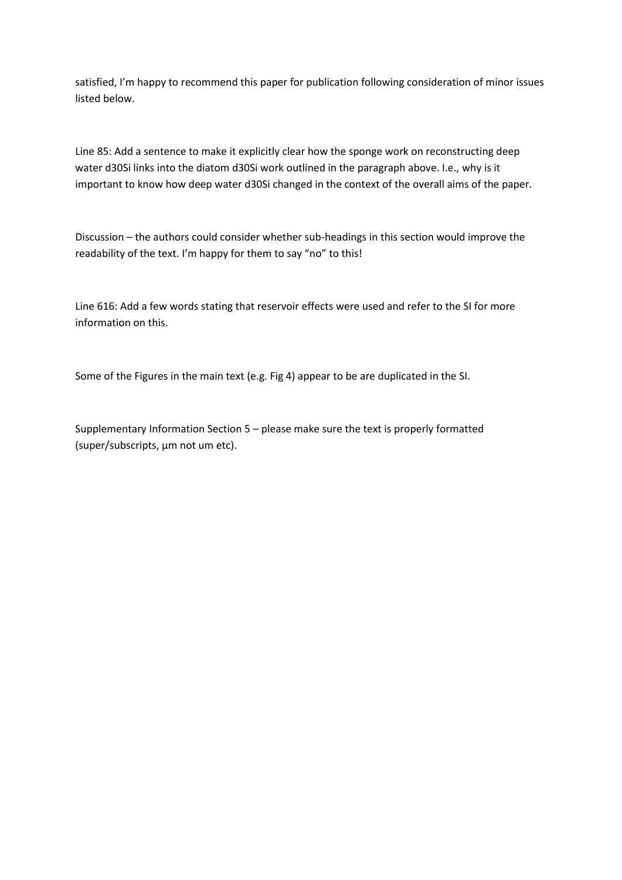satisfied, I'm happy to recommend this paper for publication following consideration of minor issues listed below.

Line 85: Add a sentence to make it explicitly clear how the sponge work on reconstructing deep water d30Si links into the diatom d30Si work outlined in the paragraph above. I.e., why is it important to know how deep water d30Si changed in the context of the overall aims of the paper.

Discussion – the authors could consider whether sub-headings in this section would improve the readability of the text. I'm happy for them to say "no" to this!

Line 616: Add a few words stating that reservoir effects were used and refer to the SI for more information on this.

Some of the Figures in the main text (e.g. Fig 4) appear to be are duplicated in the SI.

Supplementary Information Section 5 – please make sure the text is properly formatted (super/subscripts, µm not um etc).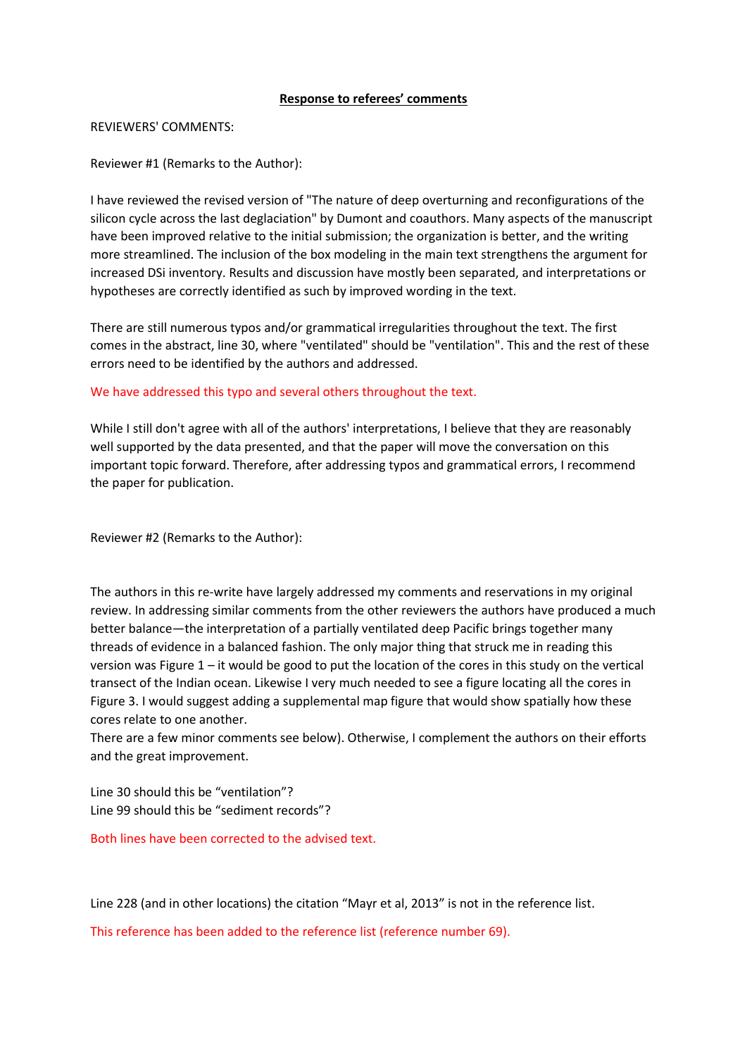**Response to referees' comments**

REVIEWERS' COMMENTS:

Reviewer #1 (Remarks to the Author):

I have reviewed the revised version of "The nature of deep overturning and reconfigurations of the silicon cycle across the last deglaciation" by Dumont and coauthors. Many aspects of the manuscript have been improved relative to the initial submission; the organization is better, and the writing more streamlined. The inclusion of the box modeling in the main text strengthens the argument for increased DSi inventory. Results and discussion have mostly been separated, and interpretations or hypotheses are correctly identified as such by improved wording in the text.

There are still numerous typos and/or grammatical irregularities throughout the text. The first comes in the abstract, line 30, where "ventilated" should be "ventilation". This and the rest of these errors need to be identified by the authors and addressed.

We have addressed this typo and several others throughout the text.

While I still don't agree with all of the authors' interpretations, I believe that they are reasonably well supported by the data presented, and that the paper will move the conversation on this important topic forward. Therefore, after addressing typos and grammatical errors, I recommend the paper for publication.

Reviewer #2 (Remarks to the Author):

The authors in this re-write have largely addressed my comments and reservations in my original review. In addressing similar comments from the other reviewers the authors have produced a much better balance—the interpretation of a partially ventilated deep Pacific brings together many threads of evidence in a balanced fashion. The only major thing that struck me in reading this version was Figure 1 – it would be good to put the location of the cores in this study on the vertical transect of the Indian ocean. Likewise I very much needed to see a figure locating all the cores in Figure 3. I would suggest adding a supplemental map figure that would show spatially how these cores relate to one another.
There are a few minor comments see below). Otherwise, I complement the authors on their efforts and the great improvement.

Line 30 should this be "ventilation"?
Line 99 should this be "sediment records"?

Both lines have been corrected to the advised text.

Line 228 (and in other locations) the citation "Mayr et al, 2013" is not in the reference list.

This reference has been added to the reference list (reference number 69).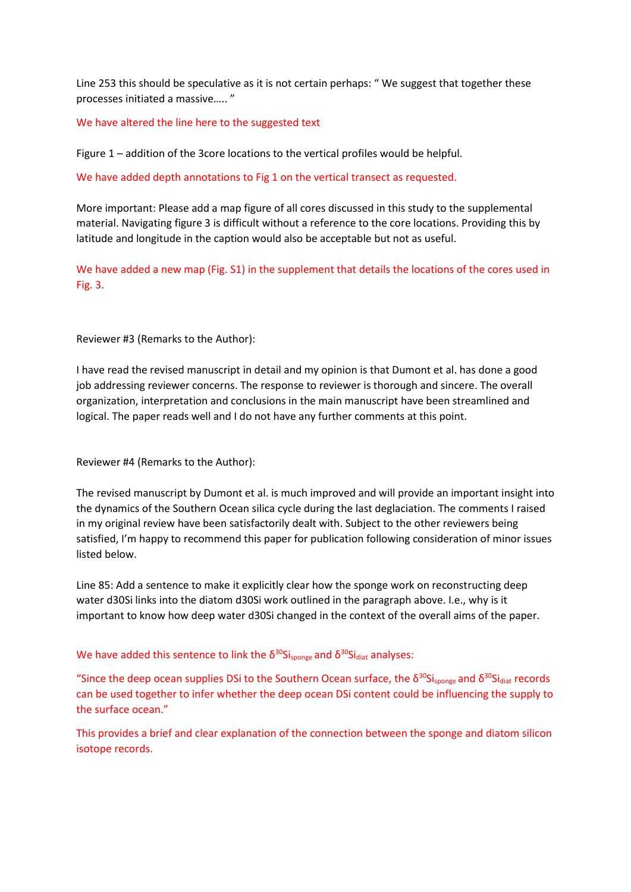Line 253 this should be speculative as it is not certain perhaps: " We suggest that together these processes initiated a massive….. "

We have altered the line here to the suggested text

Figure 1 – addition of the 3core locations to the vertical profiles would be helpful.

We have added depth annotations to Fig 1 on the vertical transect as requested.

More important: Please add a map figure of all cores discussed in this study to the supplemental material. Navigating figure 3 is difficult without a reference to the core locations. Providing this by latitude and longitude in the caption would also be acceptable but not as useful.

We have added a new map (Fig. S1) in the supplement that details the locations of the cores used in Fig. 3.

Reviewer #3 (Remarks to the Author):

I have read the revised manuscript in detail and my opinion is that Dumont et al. has done a good job addressing reviewer concerns. The response to reviewer is thorough and sincere. The overall organization, interpretation and conclusions in the main manuscript have been streamlined and logical. The paper reads well and I do not have any further comments at this point.

Reviewer #4 (Remarks to the Author):

The revised manuscript by Dumont et al. is much improved and will provide an important insight into the dynamics of the Southern Ocean silica cycle during the last deglaciation. The comments I raised in my original review have been satisfactorily dealt with. Subject to the other reviewers being satisfied, I'm happy to recommend this paper for publication following consideration of minor issues listed below.

Line 85: Add a sentence to make it explicitly clear how the sponge work on reconstructing deep water d30Si links into the diatom d30Si work outlined in the paragraph above. I.e., why is it important to know how deep water d30Si changed in the context of the overall aims of the paper.

We have added this sentence to link the $\delta^{30}Si_{sponge}$ and $\delta^{30}Si_{diat}$ analyses:

"Since the deep ocean supplies DSi to the Southern Ocean surface, the $\delta^{30}Si_{sponge}$ and $\delta^{30}Si_{diat}$ records can be used together to infer whether the deep ocean DSi content could be influencing the supply to the surface ocean."

This provides a brief and clear explanation of the connection between the sponge and diatom silicon isotope records.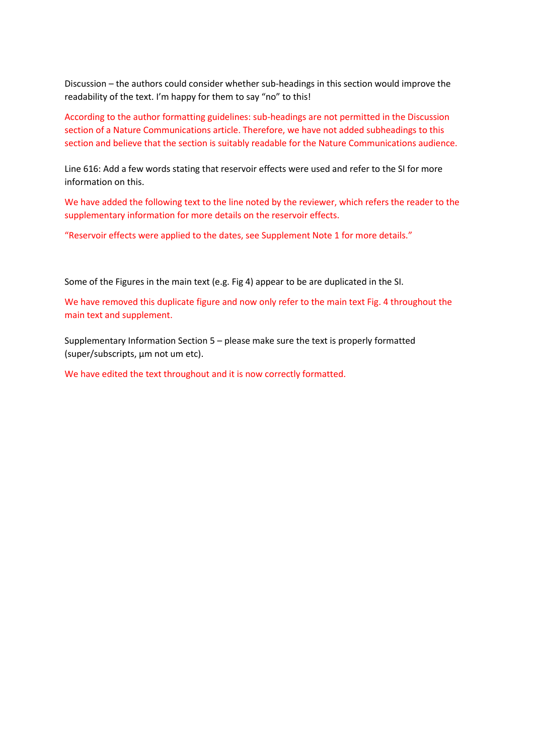Discussion – the authors could consider whether sub-headings in this section would improve the readability of the text. I'm happy for them to say "no" to this!

According to the author formatting guidelines: sub-headings are not permitted in the Discussion section of a Nature Communications article. Therefore, we have not added subheadings to this section and believe that the section is suitably readable for the Nature Communications audience.

Line 616: Add a few words stating that reservoir effects were used and refer to the SI for more information on this.

We have added the following text to the line noted by the reviewer, which refers the reader to the supplementary information for more details on the reservoir effects.

"Reservoir effects were applied to the dates, see Supplement Note 1 for more details."

Some of the Figures in the main text (e.g. Fig 4) appear to be are duplicated in the SI.

We have removed this duplicate figure and now only refer to the main text Fig. 4 throughout the main text and supplement.

Supplementary Information Section 5 – please make sure the text is properly formatted (super/subscripts, µm not um etc).

We have edited the text throughout and it is now correctly formatted.